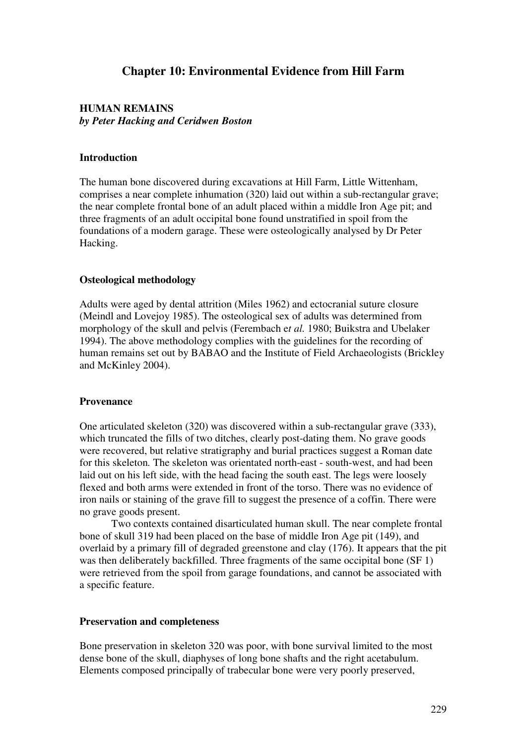# Chapter 10: Environmental Evidence from Hill Farm

## HUMAN REMAINS

***by Peter Hacking and Ceridwen Boston***

### Introduction

The human bone discovered during excavations at Hill Farm, Little Wittenham, comprises a near complete inhumation (320) laid out within a sub-rectangular grave; the near complete frontal bone of an adult placed within a middle Iron Age pit; and three fragments of an adult occipital bone found unstratified in spoil from the foundations of a modern garage. These were osteologically analysed by Dr Peter Hacking.

### Osteological methodology

Adults were aged by dental attrition (Miles 1962) and ectocranial suture closure (Meindl and Lovejoy 1985). The osteological sex of adults was determined from morphology of the skull and pelvis (Ferembach e*t al.* 1980; Buikstra and Ubelaker 1994). The above methodology complies with the guidelines for the recording of human remains set out by BABAO and the Institute of Field Archaeologists (Brickley and McKinley 2004).

### Provenance

One articulated skeleton (320) was discovered within a sub-rectangular grave (333), which truncated the fills of two ditches, clearly post-dating them. No grave goods were recovered, but relative stratigraphy and burial practices suggest a Roman date for this skeleton. The skeleton was orientated north-east - south-west, and had been laid out on his left side, with the head facing the south east. The legs were loosely flexed and both arms were extended in front of the torso. There was no evidence of iron nails or staining of the grave fill to suggest the presence of a coffin. There were no grave goods present.

Two contexts contained disarticulated human skull. The near complete frontal bone of skull 319 had been placed on the base of middle Iron Age pit (149), and overlaid by a primary fill of degraded greenstone and clay (176). It appears that the pit was then deliberately backfilled. Three fragments of the same occipital bone (SF 1) were retrieved from the spoil from garage foundations, and cannot be associated with a specific feature.

### Preservation and completeness

Bone preservation in skeleton 320 was poor, with bone survival limited to the most dense bone of the skull, diaphyses of long bone shafts and the right acetabulum. Elements composed principally of trabecular bone were very poorly preserved,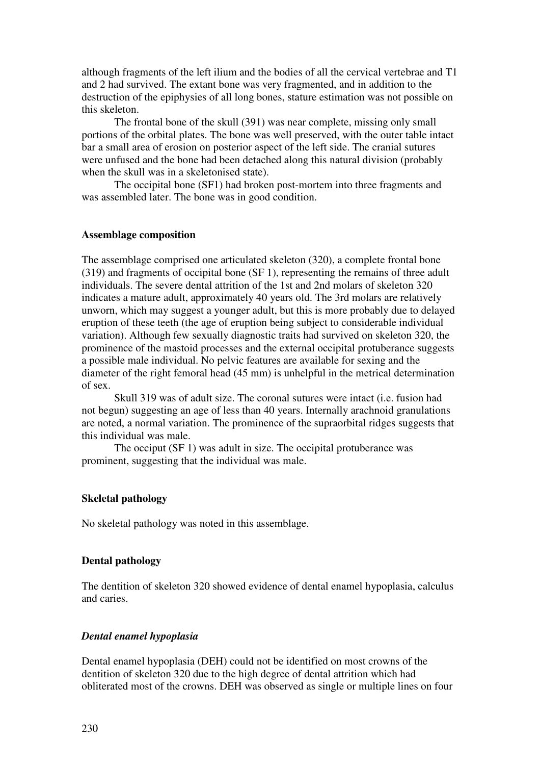although fragments of the left ilium and the bodies of all the cervical vertebrae and T1 and 2 had survived. The extant bone was very fragmented, and in addition to the destruction of the epiphysies of all long bones, stature estimation was not possible on this skeleton.

The frontal bone of the skull (391) was near complete, missing only small portions of the orbital plates. The bone was well preserved, with the outer table intact bar a small area of erosion on posterior aspect of the left side. The cranial sutures were unfused and the bone had been detached along this natural division (probably when the skull was in a skeletonised state).

The occipital bone (SF1) had broken post-mortem into three fragments and was assembled later. The bone was in good condition.

**Assemblage composition**

The assemblage comprised one articulated skeleton (320), a complete frontal bone (319) and fragments of occipital bone (SF 1), representing the remains of three adult individuals. The severe dental attrition of the 1st and 2nd molars of skeleton 320 indicates a mature adult, approximately 40 years old. The 3rd molars are relatively unworn, which may suggest a younger adult, but this is more probably due to delayed eruption of these teeth (the age of eruption being subject to considerable individual variation). Although few sexually diagnostic traits had survived on skeleton 320, the prominence of the mastoid processes and the external occipital protuberance suggests a possible male individual. No pelvic features are available for sexing and the diameter of the right femoral head (45 mm) is unhelpful in the metrical determination of sex.

Skull 319 was of adult size. The coronal sutures were intact (i.e. fusion had not begun) suggesting an age of less than 40 years. Internally arachnoid granulations are noted, a normal variation. The prominence of the supraorbital ridges suggests that this individual was male.

The occiput (SF 1) was adult in size. The occipital protuberance was prominent, suggesting that the individual was male.

**Skeletal pathology**

No skeletal pathology was noted in this assemblage.

**Dental pathology**

The dentition of skeleton 320 showed evidence of dental enamel hypoplasia, calculus and caries.

***Dental enamel hypoplasia***

Dental enamel hypoplasia (DEH) could not be identified on most crowns of the dentition of skeleton 320 due to the high degree of dental attrition which had obliterated most of the crowns. DEH was observed as single or multiple lines on four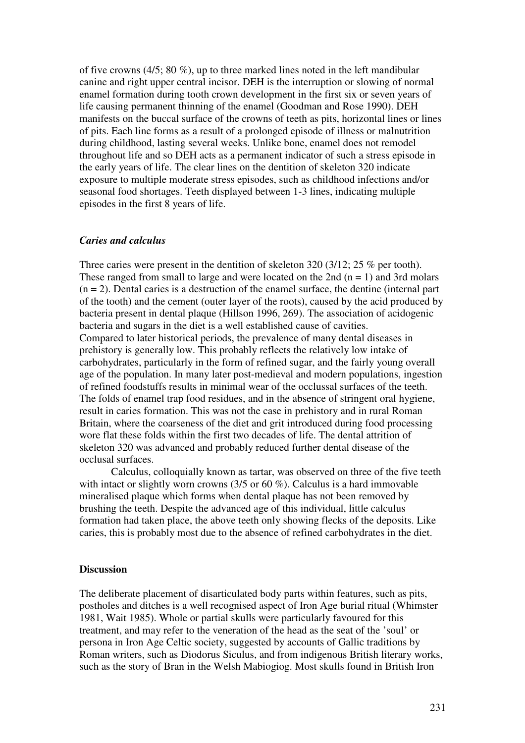of five crowns (4/5; 80 %), up to three marked lines noted in the left mandibular canine and right upper central incisor. DEH is the interruption or slowing of normal enamel formation during tooth crown development in the first six or seven years of life causing permanent thinning of the enamel (Goodman and Rose 1990). DEH manifests on the buccal surface of the crowns of teeth as pits, horizontal lines or lines of pits. Each line forms as a result of a prolonged episode of illness or malnutrition during childhood, lasting several weeks. Unlike bone, enamel does not remodel throughout life and so DEH acts as a permanent indicator of such a stress episode in the early years of life. The clear lines on the dentition of skeleton 320 indicate exposure to multiple moderate stress episodes, such as childhood infections and/or seasonal food shortages. Teeth displayed between 1-3 lines, indicating multiple episodes in the first 8 years of life.

### *Caries and calculus*

Three caries were present in the dentition of skeleton 320 (3/12; 25 % per tooth). These ranged from small to large and were located on the 2nd (n = 1) and 3rd molars (n = 2). Dental caries is a destruction of the enamel surface, the dentine (internal part of the tooth) and the cement (outer layer of the roots), caused by the acid produced by bacteria present in dental plaque (Hillson 1996, 269). The association of acidogenic bacteria and sugars in the diet is a well established cause of cavities. Compared to later historical periods, the prevalence of many dental diseases in prehistory is generally low. This probably reflects the relatively low intake of carbohydrates, particularly in the form of refined sugar, and the fairly young overall age of the population. In many later post-medieval and modern populations, ingestion of refined foodstuffs results in minimal wear of the occlussal surfaces of the teeth. The folds of enamel trap food residues, and in the absence of stringent oral hygiene, result in caries formation. This was not the case in prehistory and in rural Roman Britain, where the coarseness of the diet and grit introduced during food processing wore flat these folds within the first two decades of life. The dental attrition of skeleton 320 was advanced and probably reduced further dental disease of the occlusal surfaces.

Calculus, colloquially known as tartar, was observed on three of the five teeth with intact or slightly worn crowns (3/5 or 60 %). Calculus is a hard immovable mineralised plaque which forms when dental plaque has not been removed by brushing the teeth. Despite the advanced age of this individual, little calculus formation had taken place, the above teeth only showing flecks of the deposits. Like caries, this is probably most due to the absence of refined carbohydrates in the diet.

## Discussion

The deliberate placement of disarticulated body parts within features, such as pits, postholes and ditches is a well recognised aspect of Iron Age burial ritual (Whimster 1981, Wait 1985). Whole or partial skulls were particularly favoured for this treatment, and may refer to the veneration of the head as the seat of the 'soul' or persona in Iron Age Celtic society, suggested by accounts of Gallic traditions by Roman writers, such as Diodorus Siculus, and from indigenous British literary works, such as the story of Bran in the Welsh Mabiogiog. Most skulls found in British Iron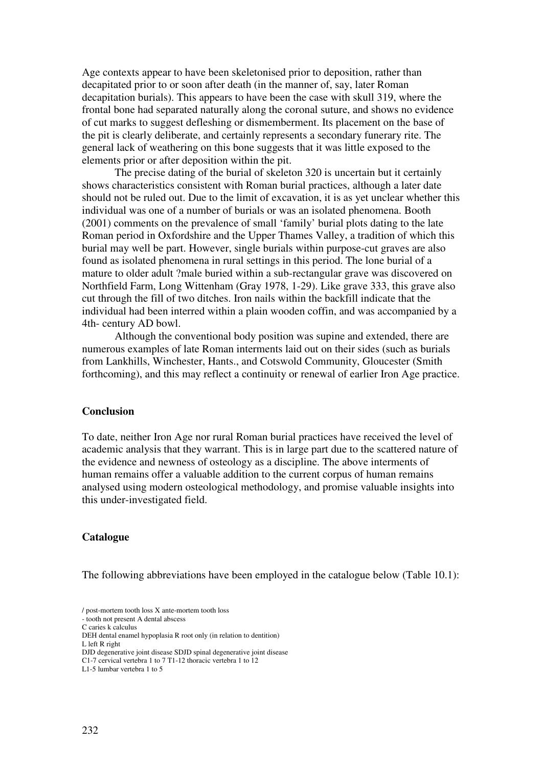Age contexts appear to have been skeletonised prior to deposition, rather than decapitated prior to or soon after death (in the manner of, say, later Roman decapitation burials). This appears to have been the case with skull 319, where the frontal bone had separated naturally along the coronal suture, and shows no evidence of cut marks to suggest defleshing or dismemberment. Its placement on the base of the pit is clearly deliberate, and certainly represents a secondary funerary rite. The general lack of weathering on this bone suggests that it was little exposed to the elements prior or after deposition within the pit.

The precise dating of the burial of skeleton 320 is uncertain but it certainly shows characteristics consistent with Roman burial practices, although a later date should not be ruled out. Due to the limit of excavation, it is as yet unclear whether this individual was one of a number of burials or was an isolated phenomena. Booth (2001) comments on the prevalence of small 'family' burial plots dating to the late Roman period in Oxfordshire and the Upper Thames Valley, a tradition of which this burial may well be part. However, single burials within purpose-cut graves are also found as isolated phenomena in rural settings in this period. The lone burial of a mature to older adult ?male buried within a sub-rectangular grave was discovered on Northfield Farm, Long Wittenham (Gray 1978, 1-29). Like grave 333, this grave also cut through the fill of two ditches. Iron nails within the backfill indicate that the individual had been interred within a plain wooden coffin, and was accompanied by a 4th- century AD bowl.

Although the conventional body position was supine and extended, there are numerous examples of late Roman interments laid out on their sides (such as burials from Lankhills, Winchester, Hants., and Cotswold Community, Gloucester (Smith forthcoming), and this may reflect a continuity or renewal of earlier Iron Age practice.

## Conclusion

To date, neither Iron Age nor rural Roman burial practices have received the level of academic analysis that they warrant. This is in large part due to the scattered nature of the evidence and newness of osteology as a discipline. The above interments of human remains offer a valuable addition to the current corpus of human remains analysed using modern osteological methodology, and promise valuable insights into this under-investigated field.

## Catalogue

The following abbreviations have been employed in the catalogue below (Table 10.1):

/ post-mortem tooth loss X ante-mortem tooth loss
- tooth not present A dental abscess
C caries k calculus
DEH dental enamel hypoplasia R root only (in relation to dentition)
L left R right
DJD degenerative joint disease SDJD spinal degenerative joint disease
C1-7 cervical vertebra 1 to 7 T1-12 thoracic vertebra 1 to 12
L1-5 lumbar vertebra 1 to 5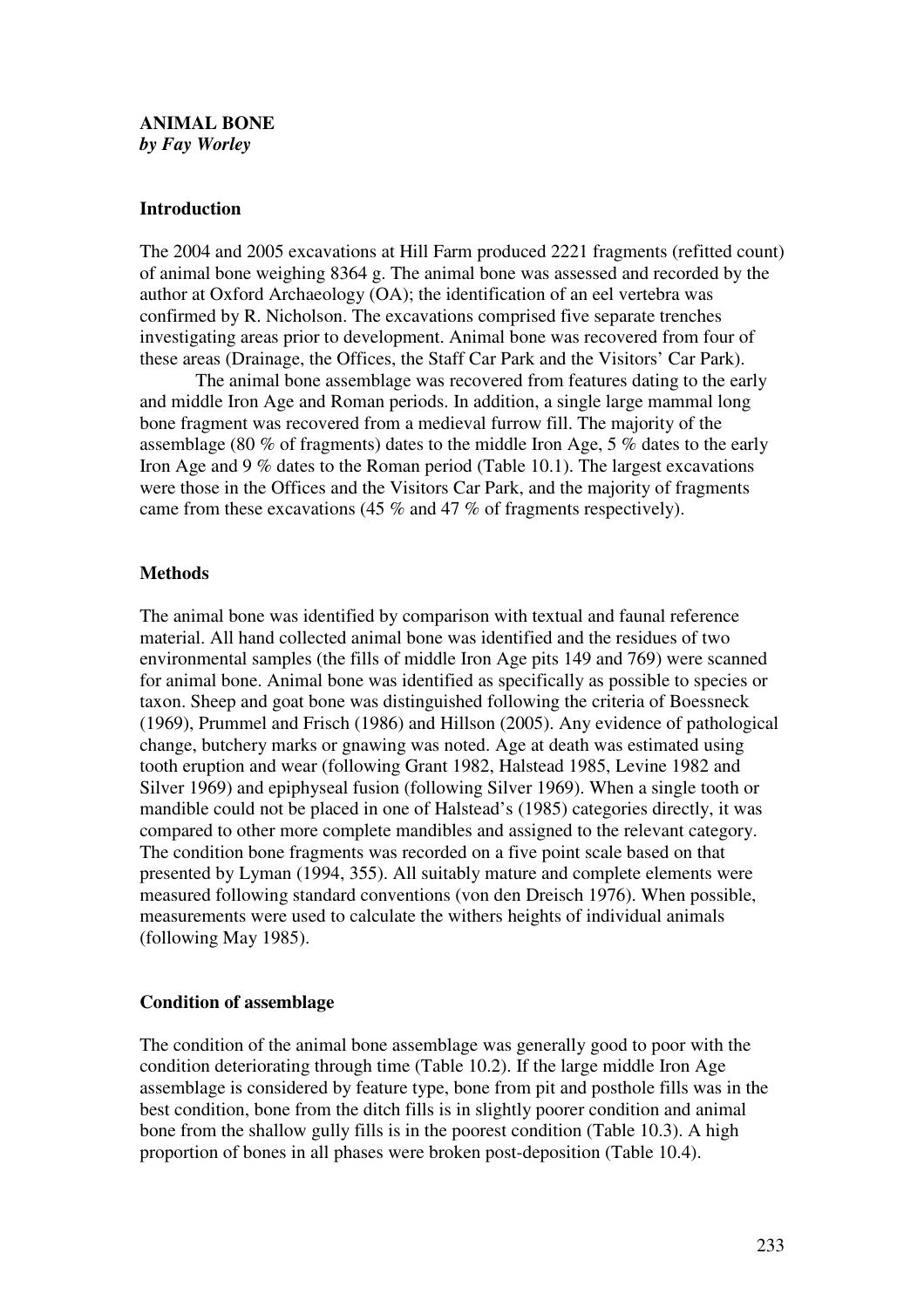## ANIMAL BONE

*by Fay Worley*

### Introduction

The 2004 and 2005 excavations at Hill Farm produced 2221 fragments (refitted count) of animal bone weighing 8364 g. The animal bone was assessed and recorded by the author at Oxford Archaeology (OA); the identification of an eel vertebra was confirmed by R. Nicholson. The excavations comprised five separate trenches investigating areas prior to development. Animal bone was recovered from four of these areas (Drainage, the Offices, the Staff Car Park and the Visitors' Car Park).

The animal bone assemblage was recovered from features dating to the early and middle Iron Age and Roman periods. In addition, a single large mammal long bone fragment was recovered from a medieval furrow fill. The majority of the assemblage (80 % of fragments) dates to the middle Iron Age, 5 % dates to the early Iron Age and 9 % dates to the Roman period (Table 10.1). The largest excavations were those in the Offices and the Visitors Car Park, and the majority of fragments came from these excavations (45 % and 47 % of fragments respectively).

### Methods

The animal bone was identified by comparison with textual and faunal reference material. All hand collected animal bone was identified and the residues of two environmental samples (the fills of middle Iron Age pits 149 and 769) were scanned for animal bone. Animal bone was identified as specifically as possible to species or taxon. Sheep and goat bone was distinguished following the criteria of Boessneck (1969), Prummel and Frisch (1986) and Hillson (2005). Any evidence of pathological change, butchery marks or gnawing was noted. Age at death was estimated using tooth eruption and wear (following Grant 1982, Halstead 1985, Levine 1982 and Silver 1969) and epiphyseal fusion (following Silver 1969). When a single tooth or mandible could not be placed in one of Halstead's (1985) categories directly, it was compared to other more complete mandibles and assigned to the relevant category. The condition bone fragments was recorded on a five point scale based on that presented by Lyman (1994, 355). All suitably mature and complete elements were measured following standard conventions (von den Dreisch 1976). When possible, measurements were used to calculate the withers heights of individual animals (following May 1985).

### Condition of assemblage

The condition of the animal bone assemblage was generally good to poor with the condition deteriorating through time (Table 10.2). If the large middle Iron Age assemblage is considered by feature type, bone from pit and posthole fills was in the best condition, bone from the ditch fills is in slightly poorer condition and animal bone from the shallow gully fills is in the poorest condition (Table 10.3). A high proportion of bones in all phases were broken post-deposition (Table 10.4).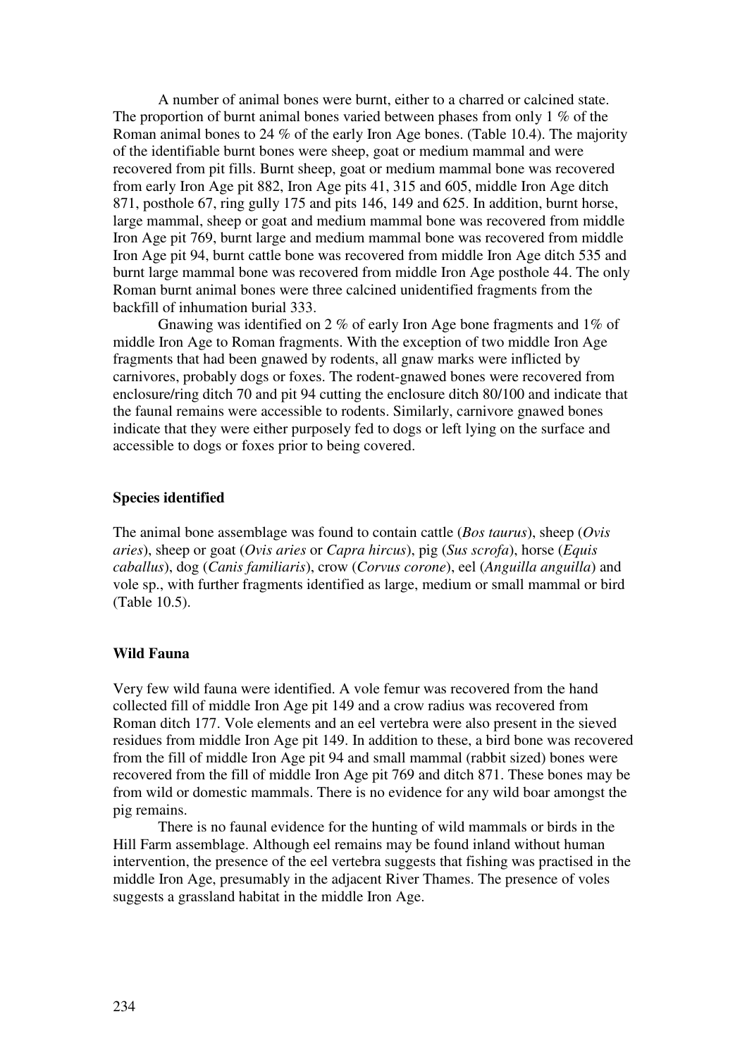A number of animal bones were burnt, either to a charred or calcined state. The proportion of burnt animal bones varied between phases from only 1 % of the Roman animal bones to 24 % of the early Iron Age bones. (Table 10.4). The majority of the identifiable burnt bones were sheep, goat or medium mammal and were recovered from pit fills. Burnt sheep, goat or medium mammal bone was recovered from early Iron Age pit 882, Iron Age pits 41, 315 and 605, middle Iron Age ditch 871, posthole 67, ring gully 175 and pits 146, 149 and 625. In addition, burnt horse, large mammal, sheep or goat and medium mammal bone was recovered from middle Iron Age pit 769, burnt large and medium mammal bone was recovered from middle Iron Age pit 94, burnt cattle bone was recovered from middle Iron Age ditch 535 and burnt large mammal bone was recovered from middle Iron Age posthole 44. The only Roman burnt animal bones were three calcined unidentified fragments from the backfill of inhumation burial 333.

Gnawing was identified on 2 % of early Iron Age bone fragments and 1% of middle Iron Age to Roman fragments. With the exception of two middle Iron Age fragments that had been gnawed by rodents, all gnaw marks were inflicted by carnivores, probably dogs or foxes. The rodent-gnawed bones were recovered from enclosure/ring ditch 70 and pit 94 cutting the enclosure ditch 80/100 and indicate that the faunal remains were accessible to rodents. Similarly, carnivore gnawed bones indicate that they were either purposely fed to dogs or left lying on the surface and accessible to dogs or foxes prior to being covered.

### Species identified

The animal bone assemblage was found to contain cattle (*Bos taurus*), sheep (*Ovis aries*), sheep or goat (*Ovis aries* or *Capra hircus*), pig (*Sus scrofa*), horse (*Equis caballus*), dog (*Canis familiaris*), crow (*Corvus corone*), eel (*Anguilla anguilla*) and vole sp., with further fragments identified as large, medium or small mammal or bird (Table 10.5).

### Wild Fauna

Very few wild fauna were identified. A vole femur was recovered from the hand collected fill of middle Iron Age pit 149 and a crow radius was recovered from Roman ditch 177. Vole elements and an eel vertebra were also present in the sieved residues from middle Iron Age pit 149. In addition to these, a bird bone was recovered from the fill of middle Iron Age pit 94 and small mammal (rabbit sized) bones were recovered from the fill of middle Iron Age pit 769 and ditch 871. These bones may be from wild or domestic mammals. There is no evidence for any wild boar amongst the pig remains.

There is no faunal evidence for the hunting of wild mammals or birds in the Hill Farm assemblage. Although eel remains may be found inland without human intervention, the presence of the eel vertebra suggests that fishing was practised in the middle Iron Age, presumably in the adjacent River Thames. The presence of voles suggests a grassland habitat in the middle Iron Age.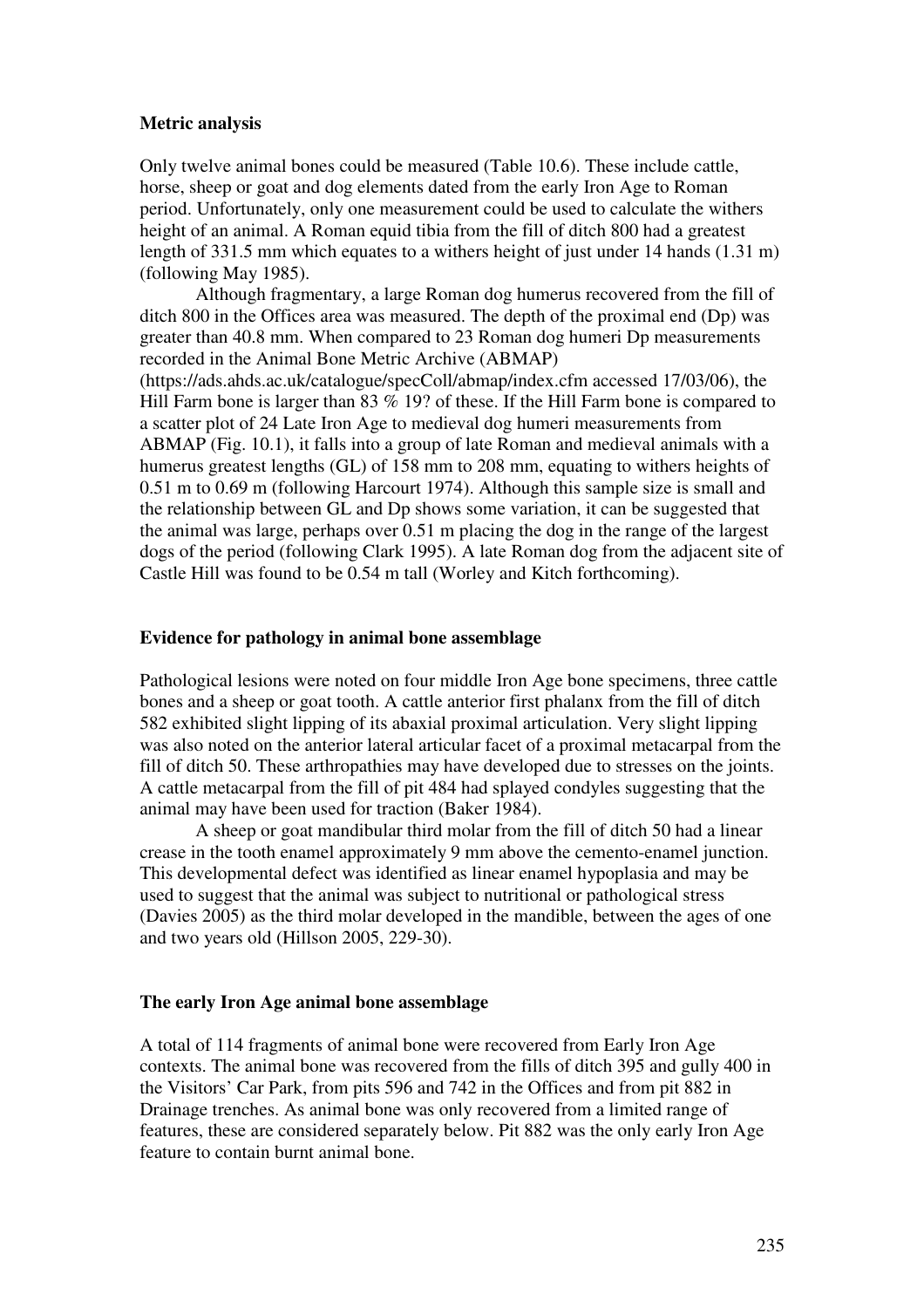**Metric analysis**

Only twelve animal bones could be measured (Table 10.6). These include cattle, horse, sheep or goat and dog elements dated from the early Iron Age to Roman period. Unfortunately, only one measurement could be used to calculate the withers height of an animal. A Roman equid tibia from the fill of ditch 800 had a greatest length of 331.5 mm which equates to a withers height of just under 14 hands (1.31 m) (following May 1985).

Although fragmentary, a large Roman dog humerus recovered from the fill of ditch 800 in the Offices area was measured. The depth of the proximal end (Dp) was greater than 40.8 mm. When compared to 23 Roman dog humeri Dp measurements recorded in the Animal Bone Metric Archive (ABMAP) (https://ads.ahds.ac.uk/catalogue/specColl/abmap/index.cfm accessed 17/03/06), the Hill Farm bone is larger than 83 % 19? of these. If the Hill Farm bone is compared to a scatter plot of 24 Late Iron Age to medieval dog humeri measurements from ABMAP (Fig. 10.1), it falls into a group of late Roman and medieval animals with a humerus greatest lengths (GL) of 158 mm to 208 mm, equating to withers heights of 0.51 m to 0.69 m (following Harcourt 1974). Although this sample size is small and the relationship between GL and Dp shows some variation, it can be suggested that the animal was large, perhaps over 0.51 m placing the dog in the range of the largest dogs of the period (following Clark 1995). A late Roman dog from the adjacent site of Castle Hill was found to be 0.54 m tall (Worley and Kitch forthcoming).

**Evidence for pathology in animal bone assemblage**

Pathological lesions were noted on four middle Iron Age bone specimens, three cattle bones and a sheep or goat tooth. A cattle anterior first phalanx from the fill of ditch 582 exhibited slight lipping of its abaxial proximal articulation. Very slight lipping was also noted on the anterior lateral articular facet of a proximal metacarpal from the fill of ditch 50. These arthropathies may have developed due to stresses on the joints. A cattle metacarpal from the fill of pit 484 had splayed condyles suggesting that the animal may have been used for traction (Baker 1984).

A sheep or goat mandibular third molar from the fill of ditch 50 had a linear crease in the tooth enamel approximately 9 mm above the cemento-enamel junction. This developmental defect was identified as linear enamel hypoplasia and may be used to suggest that the animal was subject to nutritional or pathological stress (Davies 2005) as the third molar developed in the mandible, between the ages of one and two years old (Hillson 2005, 229-30).

**The early Iron Age animal bone assemblage**

A total of 114 fragments of animal bone were recovered from Early Iron Age contexts. The animal bone was recovered from the fills of ditch 395 and gully 400 in the Visitors' Car Park, from pits 596 and 742 in the Offices and from pit 882 in Drainage trenches. As animal bone was only recovered from a limited range of features, these are considered separately below. Pit 882 was the only early Iron Age feature to contain burnt animal bone.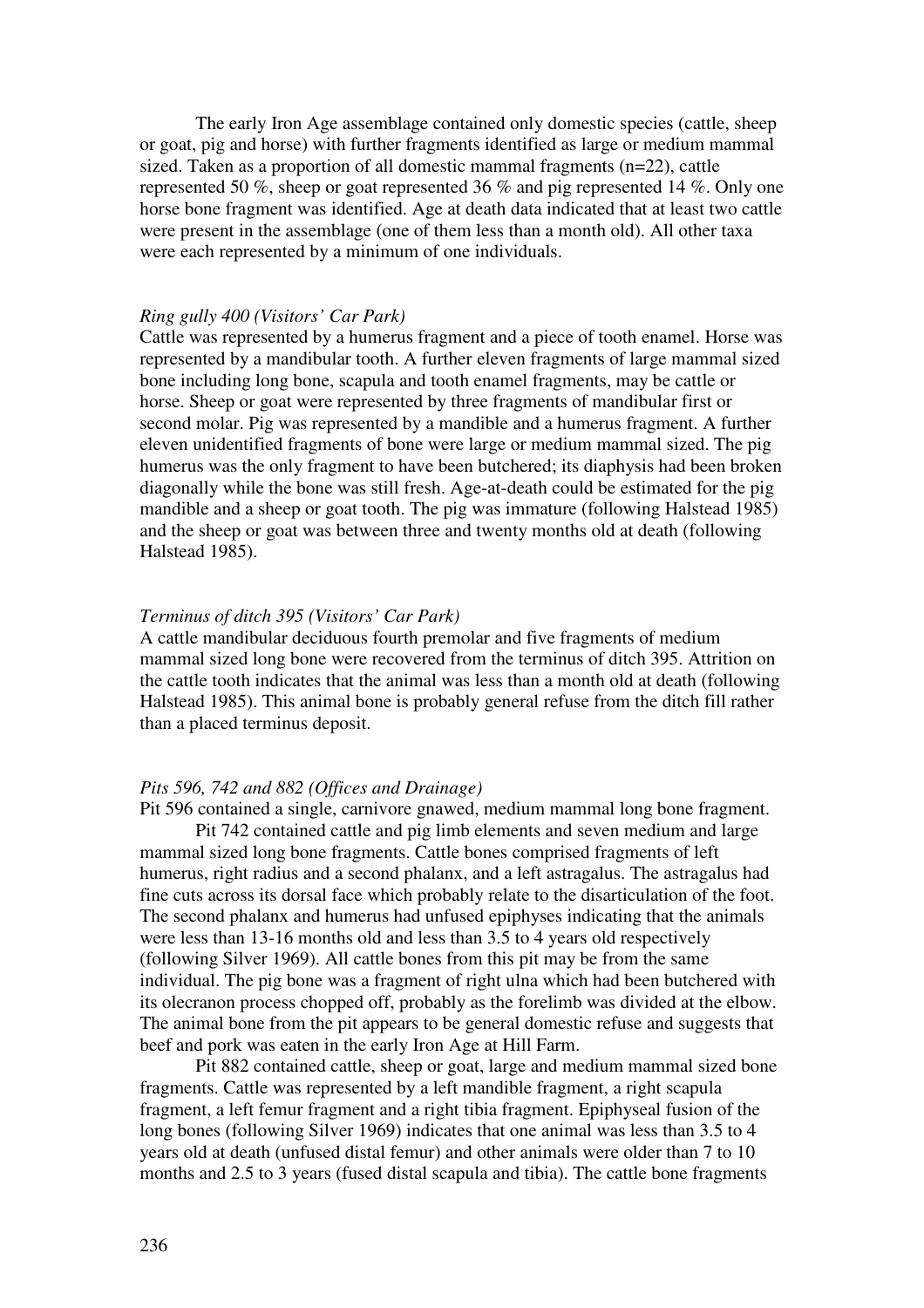The early Iron Age assemblage contained only domestic species (cattle, sheep or goat, pig and horse) with further fragments identified as large or medium mammal sized. Taken as a proportion of all domestic mammal fragments (n=22), cattle represented 50 %, sheep or goat represented 36 % and pig represented 14 %. Only one horse bone fragment was identified. Age at death data indicated that at least two cattle were present in the assemblage (one of them less than a month old). All other taxa were each represented by a minimum of one individuals.

*Ring gully 400 (Visitors' Car Park)*

Cattle was represented by a humerus fragment and a piece of tooth enamel. Horse was represented by a mandibular tooth. A further eleven fragments of large mammal sized bone including long bone, scapula and tooth enamel fragments, may be cattle or horse. Sheep or goat were represented by three fragments of mandibular first or second molar. Pig was represented by a mandible and a humerus fragment. A further eleven unidentified fragments of bone were large or medium mammal sized. The pig humerus was the only fragment to have been butchered; its diaphysis had been broken diagonally while the bone was still fresh. Age-at-death could be estimated for the pig mandible and a sheep or goat tooth. The pig was immature (following Halstead 1985) and the sheep or goat was between three and twenty months old at death (following Halstead 1985).

*Terminus of ditch 395 (Visitors' Car Park)*

A cattle mandibular deciduous fourth premolar and five fragments of medium mammal sized long bone were recovered from the terminus of ditch 395. Attrition on the cattle tooth indicates that the animal was less than a month old at death (following Halstead 1985). This animal bone is probably general refuse from the ditch fill rather than a placed terminus deposit.

*Pits 596, 742 and 882 (Offices and Drainage)*

Pit 596 contained a single, carnivore gnawed, medium mammal long bone fragment.

Pit 742 contained cattle and pig limb elements and seven medium and large mammal sized long bone fragments. Cattle bones comprised fragments of left humerus, right radius and a second phalanx, and a left astragalus. The astragalus had fine cuts across its dorsal face which probably relate to the disarticulation of the foot. The second phalanx and humerus had unfused epiphyses indicating that the animals were less than 13-16 months old and less than 3.5 to 4 years old respectively (following Silver 1969). All cattle bones from this pit may be from the same individual. The pig bone was a fragment of right ulna which had been butchered with its olecranon process chopped off, probably as the forelimb was divided at the elbow. The animal bone from the pit appears to be general domestic refuse and suggests that beef and pork was eaten in the early Iron Age at Hill Farm.

Pit 882 contained cattle, sheep or goat, large and medium mammal sized bone fragments. Cattle was represented by a left mandible fragment, a right scapula fragment, a left femur fragment and a right tibia fragment. Epiphyseal fusion of the long bones (following Silver 1969) indicates that one animal was less than 3.5 to 4 years old at death (unfused distal femur) and other animals were older than 7 to 10 months and 2.5 to 3 years (fused distal scapula and tibia). The cattle bone fragments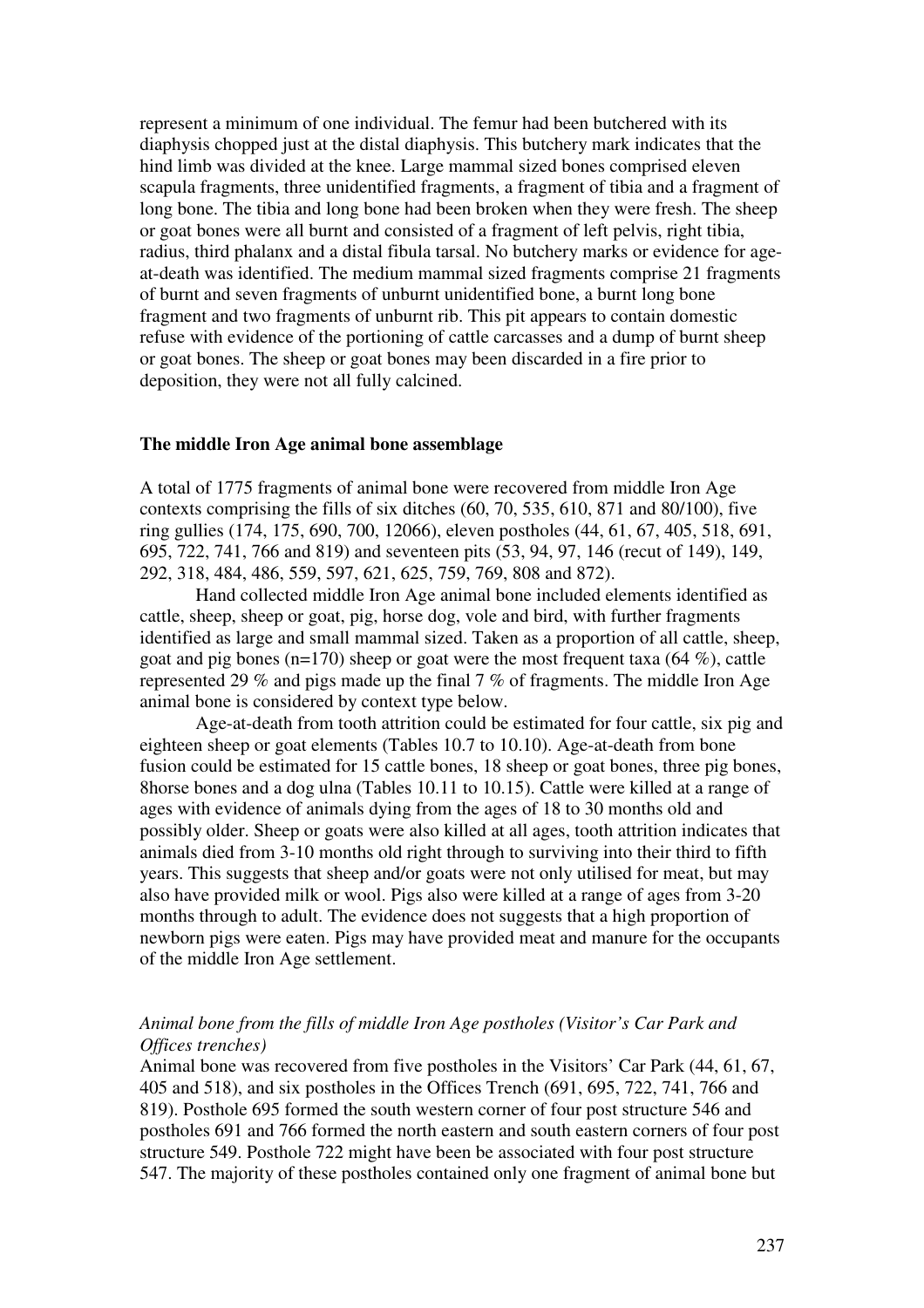represent a minimum of one individual. The femur had been butchered with its diaphysis chopped just at the distal diaphysis. This butchery mark indicates that the hind limb was divided at the knee. Large mammal sized bones comprised eleven scapula fragments, three unidentified fragments, a fragment of tibia and a fragment of long bone. The tibia and long bone had been broken when they were fresh. The sheep or goat bones were all burnt and consisted of a fragment of left pelvis, right tibia, radius, third phalanx and a distal fibula tarsal. No butchery marks or evidence for age-at-death was identified. The medium mammal sized fragments comprise 21 fragments of burnt and seven fragments of unburnt unidentified bone, a burnt long bone fragment and two fragments of unburnt rib. This pit appears to contain domestic refuse with evidence of the portioning of cattle carcasses and a dump of burnt sheep or goat bones. The sheep or goat bones may been discarded in a fire prior to deposition, they were not all fully calcined.

**The middle Iron Age animal bone assemblage**

A total of 1775 fragments of animal bone were recovered from middle Iron Age contexts comprising the fills of six ditches (60, 70, 535, 610, 871 and 80/100), five ring gullies (174, 175, 690, 700, 12066), eleven postholes (44, 61, 67, 405, 518, 691, 695, 722, 741, 766 and 819) and seventeen pits (53, 94, 97, 146 (recut of 149), 149, 292, 318, 484, 486, 559, 597, 621, 625, 759, 769, 808 and 872).

Hand collected middle Iron Age animal bone included elements identified as cattle, sheep, sheep or goat, pig, horse dog, vole and bird, with further fragments identified as large and small mammal sized. Taken as a proportion of all cattle, sheep, goat and pig bones (n=170) sheep or goat were the most frequent taxa (64 %), cattle represented 29 % and pigs made up the final 7 % of fragments. The middle Iron Age animal bone is considered by context type below.

Age-at-death from tooth attrition could be estimated for four cattle, six pig and eighteen sheep or goat elements (Tables 10.7 to 10.10). Age-at-death from bone fusion could be estimated for 15 cattle bones, 18 sheep or goat bones, three pig bones, 8horse bones and a dog ulna (Tables 10.11 to 10.15). Cattle were killed at a range of ages with evidence of animals dying from the ages of 18 to 30 months old and possibly older. Sheep or goats were also killed at all ages, tooth attrition indicates that animals died from 3-10 months old right through to surviving into their third to fifth years. This suggests that sheep and/or goats were not only utilised for meat, but may also have provided milk or wool. Pigs also were killed at a range of ages from 3-20 months through to adult. The evidence does not suggests that a high proportion of newborn pigs were eaten. Pigs may have provided meat and manure for the occupants of the middle Iron Age settlement.

*Animal bone from the fills of middle Iron Age postholes (Visitor's Car Park and Offices trenches)*

Animal bone was recovered from five postholes in the Visitors' Car Park (44, 61, 67, 405 and 518), and six postholes in the Offices Trench (691, 695, 722, 741, 766 and 819). Posthole 695 formed the south western corner of four post structure 546 and postholes 691 and 766 formed the north eastern and south eastern corners of four post structure 549. Posthole 722 might have been be associated with four post structure 547. The majority of these postholes contained only one fragment of animal bone but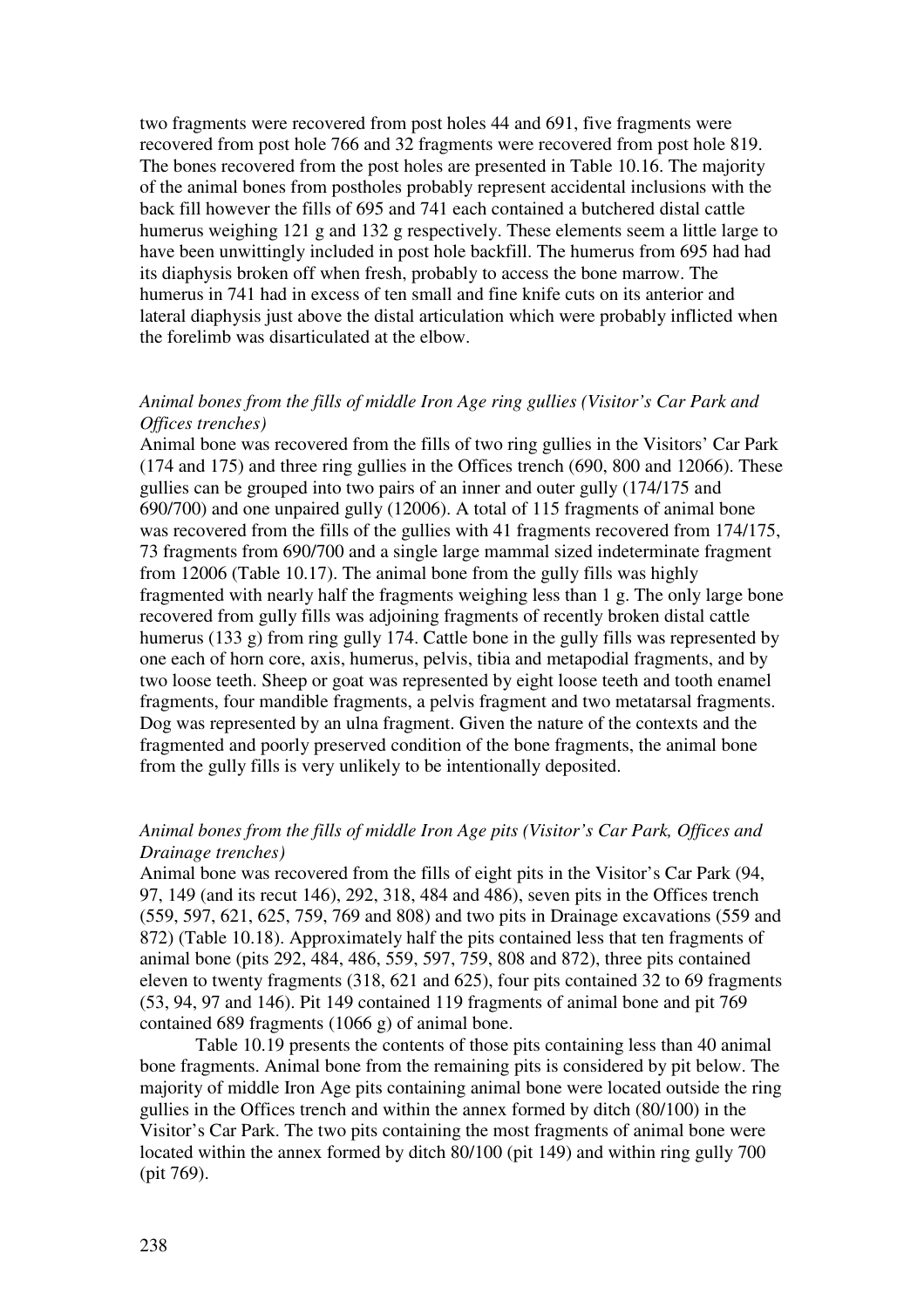two fragments were recovered from post holes 44 and 691, five fragments were recovered from post hole 766 and 32 fragments were recovered from post hole 819. The bones recovered from the post holes are presented in Table 10.16. The majority of the animal bones from postholes probably represent accidental inclusions with the back fill however the fills of 695 and 741 each contained a butchered distal cattle humerus weighing 121 g and 132 g respectively. These elements seem a little large to have been unwittingly included in post hole backfill. The humerus from 695 had had its diaphysis broken off when fresh, probably to access the bone marrow. The humerus in 741 had in excess of ten small and fine knife cuts on its anterior and lateral diaphysis just above the distal articulation which were probably inflicted when the forelimb was disarticulated at the elbow.

### *Animal bones from the fills of middle Iron Age ring gullies (Visitor's Car Park and Offices trenches)*

Animal bone was recovered from the fills of two ring gullies in the Visitors' Car Park (174 and 175) and three ring gullies in the Offices trench (690, 800 and 12066). These gullies can be grouped into two pairs of an inner and outer gully (174/175 and 690/700) and one unpaired gully (12006). A total of 115 fragments of animal bone was recovered from the fills of the gullies with 41 fragments recovered from 174/175, 73 fragments from 690/700 and a single large mammal sized indeterminate fragment from 12006 (Table 10.17). The animal bone from the gully fills was highly fragmented with nearly half the fragments weighing less than 1 g. The only large bone recovered from gully fills was adjoining fragments of recently broken distal cattle humerus (133 g) from ring gully 174. Cattle bone in the gully fills was represented by one each of horn core, axis, humerus, pelvis, tibia and metapodial fragments, and by two loose teeth. Sheep or goat was represented by eight loose teeth and tooth enamel fragments, four mandible fragments, a pelvis fragment and two metatarsal fragments. Dog was represented by an ulna fragment. Given the nature of the contexts and the fragmented and poorly preserved condition of the bone fragments, the animal bone from the gully fills is very unlikely to be intentionally deposited.

### *Animal bones from the fills of middle Iron Age pits (Visitor's Car Park, Offices and Drainage trenches)*

Animal bone was recovered from the fills of eight pits in the Visitor's Car Park (94, 97, 149 (and its recut 146), 292, 318, 484 and 486), seven pits in the Offices trench (559, 597, 621, 625, 759, 769 and 808) and two pits in Drainage excavations (559 and 872) (Table 10.18). Approximately half the pits contained less that ten fragments of animal bone (pits 292, 484, 486, 559, 597, 759, 808 and 872), three pits contained eleven to twenty fragments (318, 621 and 625), four pits contained 32 to 69 fragments (53, 94, 97 and 146). Pit 149 contained 119 fragments of animal bone and pit 769 contained 689 fragments (1066 g) of animal bone.

Table 10.19 presents the contents of those pits containing less than 40 animal bone fragments. Animal bone from the remaining pits is considered by pit below. The majority of middle Iron Age pits containing animal bone were located outside the ring gullies in the Offices trench and within the annex formed by ditch (80/100) in the Visitor's Car Park. The two pits containing the most fragments of animal bone were located within the annex formed by ditch 80/100 (pit 149) and within ring gully 700 (pit 769).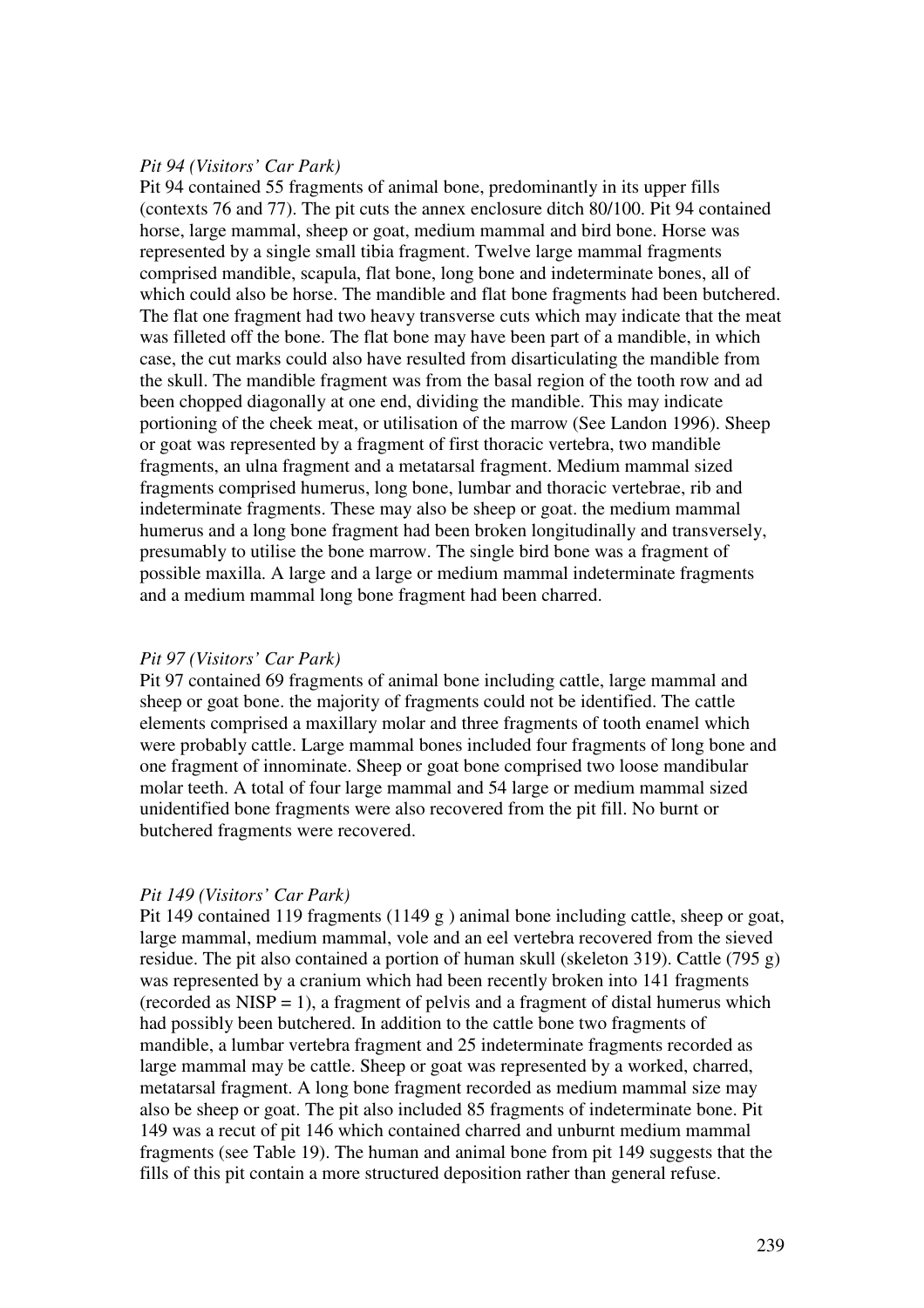*Pit 94 (Visitors' Car Park)*

Pit 94 contained 55 fragments of animal bone, predominantly in its upper fills (contexts 76 and 77). The pit cuts the annex enclosure ditch 80/100. Pit 94 contained horse, large mammal, sheep or goat, medium mammal and bird bone. Horse was represented by a single small tibia fragment. Twelve large mammal fragments comprised mandible, scapula, flat bone, long bone and indeterminate bones, all of which could also be horse. The mandible and flat bone fragments had been butchered. The flat one fragment had two heavy transverse cuts which may indicate that the meat was filleted off the bone. The flat bone may have been part of a mandible, in which case, the cut marks could also have resulted from disarticulating the mandible from the skull. The mandible fragment was from the basal region of the tooth row and ad been chopped diagonally at one end, dividing the mandible. This may indicate portioning of the cheek meat, or utilisation of the marrow (See Landon 1996). Sheep or goat was represented by a fragment of first thoracic vertebra, two mandible fragments, an ulna fragment and a metatarsal fragment. Medium mammal sized fragments comprised humerus, long bone, lumbar and thoracic vertebrae, rib and indeterminate fragments. These may also be sheep or goat. the medium mammal humerus and a long bone fragment had been broken longitudinally and transversely, presumably to utilise the bone marrow. The single bird bone was a fragment of possible maxilla. A large and a large or medium mammal indeterminate fragments and a medium mammal long bone fragment had been charred.

*Pit 97 (Visitors' Car Park)*

Pit 97 contained 69 fragments of animal bone including cattle, large mammal and sheep or goat bone. the majority of fragments could not be identified. The cattle elements comprised a maxillary molar and three fragments of tooth enamel which were probably cattle. Large mammal bones included four fragments of long bone and one fragment of innominate. Sheep or goat bone comprised two loose mandibular molar teeth. A total of four large mammal and 54 large or medium mammal sized unidentified bone fragments were also recovered from the pit fill. No burnt or butchered fragments were recovered.

*Pit 149 (Visitors' Car Park)*

Pit 149 contained 119 fragments (1149 g ) animal bone including cattle, sheep or goat, large mammal, medium mammal, vole and an eel vertebra recovered from the sieved residue. The pit also contained a portion of human skull (skeleton 319). Cattle (795 g) was represented by a cranium which had been recently broken into 141 fragments (recorded as NISP = 1), a fragment of pelvis and a fragment of distal humerus which had possibly been butchered. In addition to the cattle bone two fragments of mandible, a lumbar vertebra fragment and 25 indeterminate fragments recorded as large mammal may be cattle. Sheep or goat was represented by a worked, charred, metatarsal fragment. A long bone fragment recorded as medium mammal size may also be sheep or goat. The pit also included 85 fragments of indeterminate bone. Pit 149 was a recut of pit 146 which contained charred and unburnt medium mammal fragments (see Table 19). The human and animal bone from pit 149 suggests that the fills of this pit contain a more structured deposition rather than general refuse.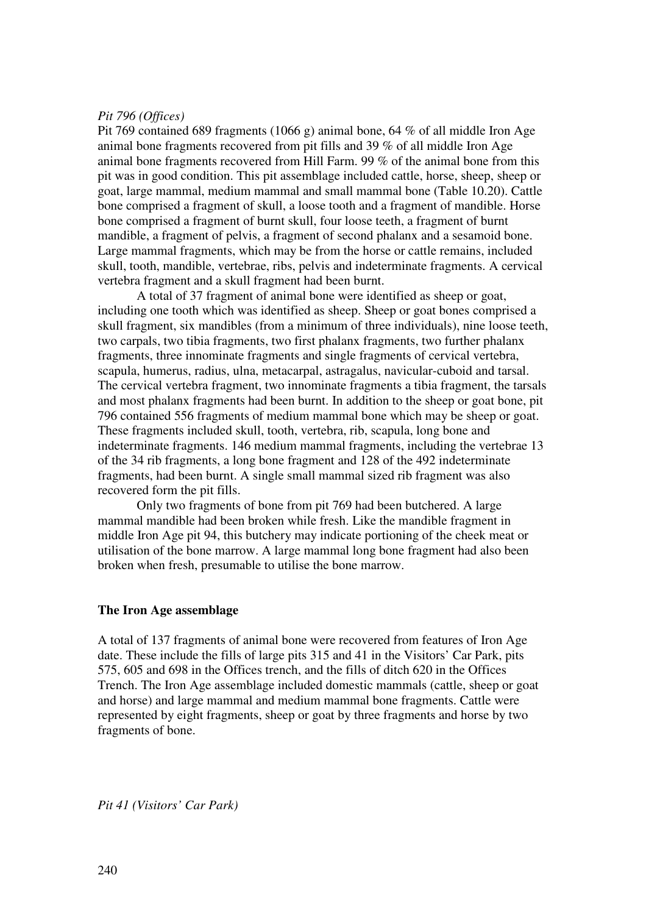*Pit 796 (Offices)*

Pit 769 contained 689 fragments (1066 g) animal bone, 64 % of all middle Iron Age animal bone fragments recovered from pit fills and 39 % of all middle Iron Age animal bone fragments recovered from Hill Farm. 99 % of the animal bone from this pit was in good condition. This pit assemblage included cattle, horse, sheep, sheep or goat, large mammal, medium mammal and small mammal bone (Table 10.20). Cattle bone comprised a fragment of skull, a loose tooth and a fragment of mandible. Horse bone comprised a fragment of burnt skull, four loose teeth, a fragment of burnt mandible, a fragment of pelvis, a fragment of second phalanx and a sesamoid bone. Large mammal fragments, which may be from the horse or cattle remains, included skull, tooth, mandible, vertebrae, ribs, pelvis and indeterminate fragments. A cervical vertebra fragment and a skull fragment had been burnt.

A total of 37 fragment of animal bone were identified as sheep or goat, including one tooth which was identified as sheep. Sheep or goat bones comprised a skull fragment, six mandibles (from a minimum of three individuals), nine loose teeth, two carpals, two tibia fragments, two first phalanx fragments, two further phalanx fragments, three innominate fragments and single fragments of cervical vertebra, scapula, humerus, radius, ulna, metacarpal, astragalus, navicular-cuboid and tarsal. The cervical vertebra fragment, two innominate fragments a tibia fragment, the tarsals and most phalanx fragments had been burnt. In addition to the sheep or goat bone, pit 796 contained 556 fragments of medium mammal bone which may be sheep or goat. These fragments included skull, tooth, vertebra, rib, scapula, long bone and indeterminate fragments. 146 medium mammal fragments, including the vertebrae 13 of the 34 rib fragments, a long bone fragment and 128 of the 492 indeterminate fragments, had been burnt. A single small mammal sized rib fragment was also recovered form the pit fills.

Only two fragments of bone from pit 769 had been butchered. A large mammal mandible had been broken while fresh. Like the mandible fragment in middle Iron Age pit 94, this butchery may indicate portioning of the cheek meat or utilisation of the bone marrow. A large mammal long bone fragment had also been broken when fresh, presumable to utilise the bone marrow.

## The Iron Age assemblage

A total of 137 fragments of animal bone were recovered from features of Iron Age date. These include the fills of large pits 315 and 41 in the Visitors' Car Park, pits 575, 605 and 698 in the Offices trench, and the fills of ditch 620 in the Offices Trench. The Iron Age assemblage included domestic mammals (cattle, sheep or goat and horse) and large mammal and medium mammal bone fragments. Cattle were represented by eight fragments, sheep or goat by three fragments and horse by two fragments of bone.

*Pit 41 (Visitors' Car Park)*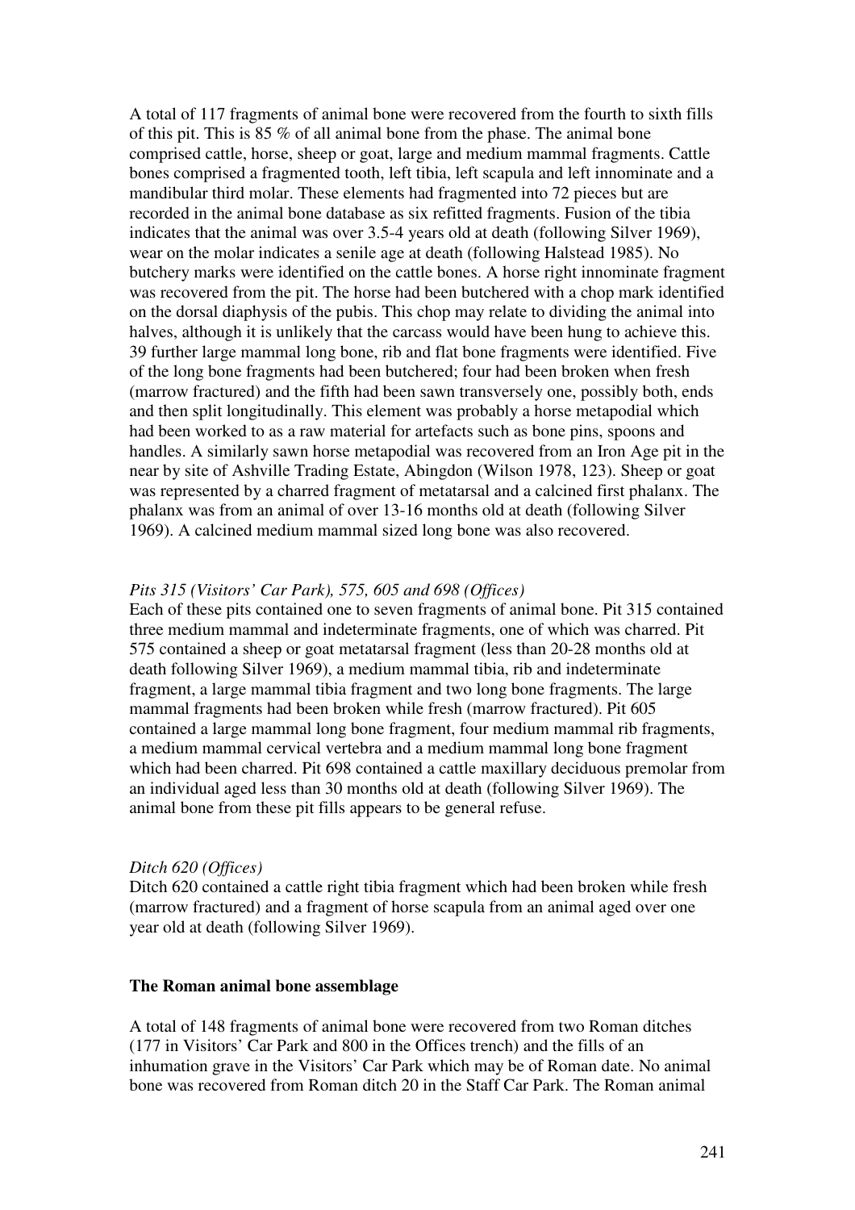A total of 117 fragments of animal bone were recovered from the fourth to sixth fills of this pit. This is 85 % of all animal bone from the phase. The animal bone comprised cattle, horse, sheep or goat, large and medium mammal fragments. Cattle bones comprised a fragmented tooth, left tibia, left scapula and left innominate and a mandibular third molar. These elements had fragmented into 72 pieces but are recorded in the animal bone database as six refitted fragments. Fusion of the tibia indicates that the animal was over 3.5-4 years old at death (following Silver 1969), wear on the molar indicates a senile age at death (following Halstead 1985). No butchery marks were identified on the cattle bones. A horse right innominate fragment was recovered from the pit. The horse had been butchered with a chop mark identified on the dorsal diaphysis of the pubis. This chop may relate to dividing the animal into halves, although it is unlikely that the carcass would have been hung to achieve this. 39 further large mammal long bone, rib and flat bone fragments were identified. Five of the long bone fragments had been butchered; four had been broken when fresh (marrow fractured) and the fifth had been sawn transversely one, possibly both, ends and then split longitudinally. This element was probably a horse metapodial which had been worked to as a raw material for artefacts such as bone pins, spoons and handles. A similarly sawn horse metapodial was recovered from an Iron Age pit in the near by site of Ashville Trading Estate, Abingdon (Wilson 1978, 123). Sheep or goat was represented by a charred fragment of metatarsal and a calcined first phalanx. The phalanx was from an animal of over 13-16 months old at death (following Silver 1969). A calcined medium mammal sized long bone was also recovered.

*Pits 315 (Visitors' Car Park), 575, 605 and 698 (Offices)*

Each of these pits contained one to seven fragments of animal bone. Pit 315 contained three medium mammal and indeterminate fragments, one of which was charred. Pit 575 contained a sheep or goat metatarsal fragment (less than 20-28 months old at death following Silver 1969), a medium mammal tibia, rib and indeterminate fragment, a large mammal tibia fragment and two long bone fragments. The large mammal fragments had been broken while fresh (marrow fractured). Pit 605 contained a large mammal long bone fragment, four medium mammal rib fragments, a medium mammal cervical vertebra and a medium mammal long bone fragment which had been charred. Pit 698 contained a cattle maxillary deciduous premolar from an individual aged less than 30 months old at death (following Silver 1969). The animal bone from these pit fills appears to be general refuse.

*Ditch 620 (Offices)*

Ditch 620 contained a cattle right tibia fragment which had been broken while fresh (marrow fractured) and a fragment of horse scapula from an animal aged over one year old at death (following Silver 1969).

**The Roman animal bone assemblage**

A total of 148 fragments of animal bone were recovered from two Roman ditches (177 in Visitors' Car Park and 800 in the Offices trench) and the fills of an inhumation grave in the Visitors' Car Park which may be of Roman date. No animal bone was recovered from Roman ditch 20 in the Staff Car Park. The Roman animal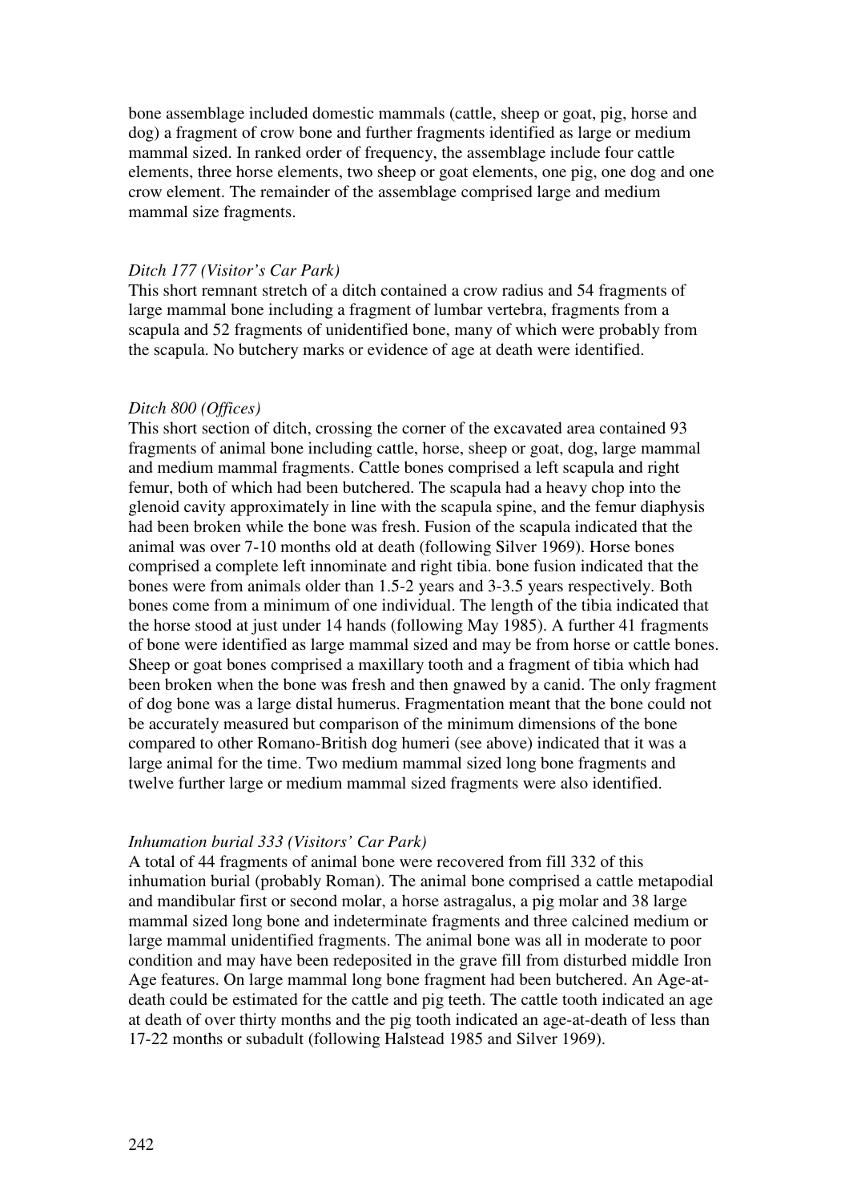bone assemblage included domestic mammals (cattle, sheep or goat, pig, horse and dog) a fragment of crow bone and further fragments identified as large or medium mammal sized. In ranked order of frequency, the assemblage include four cattle elements, three horse elements, two sheep or goat elements, one pig, one dog and one crow element. The remainder of the assemblage comprised large and medium mammal size fragments.

*Ditch 177 (Visitor's Car Park)*
This short remnant stretch of a ditch contained a crow radius and 54 fragments of large mammal bone including a fragment of lumbar vertebra, fragments from a scapula and 52 fragments of unidentified bone, many of which were probably from the scapula. No butchery marks or evidence of age at death were identified.

*Ditch 800 (Offices)*
This short section of ditch, crossing the corner of the excavated area contained 93 fragments of animal bone including cattle, horse, sheep or goat, dog, large mammal and medium mammal fragments. Cattle bones comprised a left scapula and right femur, both of which had been butchered. The scapula had a heavy chop into the glenoid cavity approximately in line with the scapula spine, and the femur diaphysis had been broken while the bone was fresh. Fusion of the scapula indicated that the animal was over 7-10 months old at death (following Silver 1969). Horse bones comprised a complete left innominate and right tibia. bone fusion indicated that the bones were from animals older than 1.5-2 years and 3-3.5 years respectively. Both bones come from a minimum of one individual. The length of the tibia indicated that the horse stood at just under 14 hands (following May 1985). A further 41 fragments of bone were identified as large mammal sized and may be from horse or cattle bones. Sheep or goat bones comprised a maxillary tooth and a fragment of tibia which had been broken when the bone was fresh and then gnawed by a canid. The only fragment of dog bone was a large distal humerus. Fragmentation meant that the bone could not be accurately measured but comparison of the minimum dimensions of the bone compared to other Romano-British dog humeri (see above) indicated that it was a large animal for the time. Two medium mammal sized long bone fragments and twelve further large or medium mammal sized fragments were also identified.

*Inhumation burial 333 (Visitors' Car Park)*
A total of 44 fragments of animal bone were recovered from fill 332 of this inhumation burial (probably Roman). The animal bone comprised a cattle metapodial and mandibular first or second molar, a horse astragalus, a pig molar and 38 large mammal sized long bone and indeterminate fragments and three calcined medium or large mammal unidentified fragments. The animal bone was all in moderate to poor condition and may have been redeposited in the grave fill from disturbed middle Iron Age features. On large mammal long bone fragment had been butchered. An Age-at-death could be estimated for the cattle and pig teeth. The cattle tooth indicated an age at death of over thirty months and the pig tooth indicated an age-at-death of less than 17-22 months or subadult (following Halstead 1985 and Silver 1969).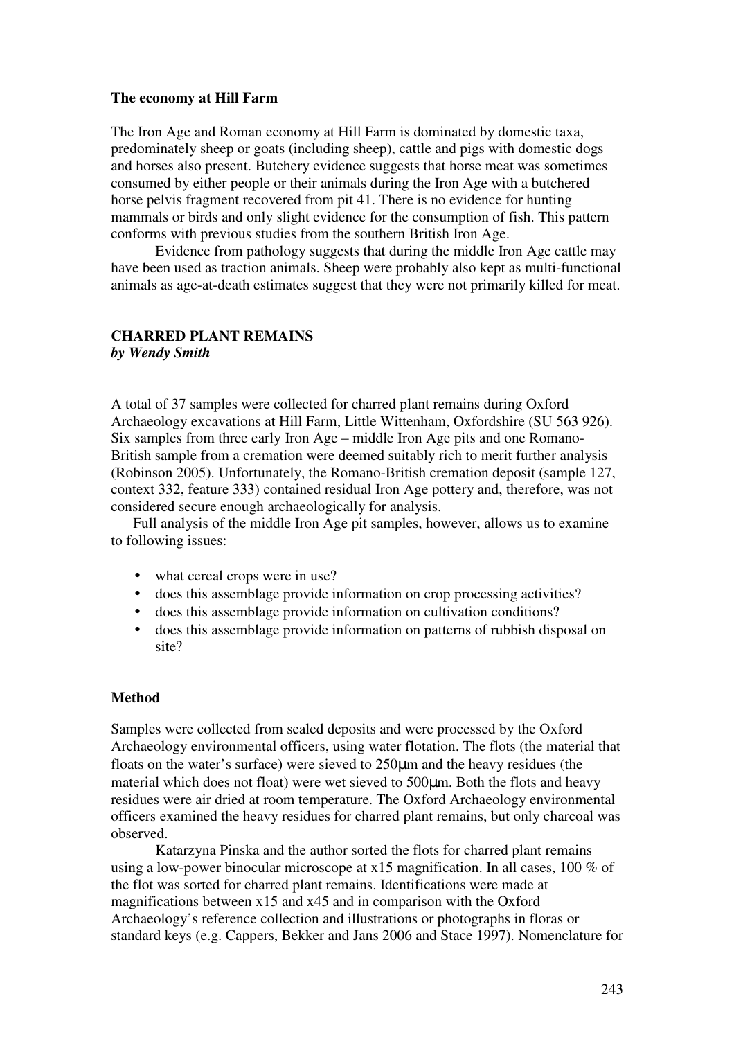**The economy at Hill Farm**

The Iron Age and Roman economy at Hill Farm is dominated by domestic taxa, predominately sheep or goats (including sheep), cattle and pigs with domestic dogs and horses also present. Butchery evidence suggests that horse meat was sometimes consumed by either people or their animals during the Iron Age with a butchered horse pelvis fragment recovered from pit 41. There is no evidence for hunting mammals or birds and only slight evidence for the consumption of fish. This pattern conforms with previous studies from the southern British Iron Age.

Evidence from pathology suggests that during the middle Iron Age cattle may have been used as traction animals. Sheep were probably also kept as multi-functional animals as age-at-death estimates suggest that they were not primarily killed for meat.

## CHARRED PLANT REMAINS

***by Wendy Smith***

A total of 37 samples were collected for charred plant remains during Oxford Archaeology excavations at Hill Farm, Little Wittenham, Oxfordshire (SU 563 926). Six samples from three early Iron Age – middle Iron Age pits and one Romano-British sample from a cremation were deemed suitably rich to merit further analysis (Robinson 2005). Unfortunately, the Romano-British cremation deposit (sample 127, context 332, feature 333) contained residual Iron Age pottery and, therefore, was not considered secure enough archaeologically for analysis.

Full analysis of the middle Iron Age pit samples, however, allows us to examine to following issues:

- what cereal crops were in use?
- does this assemblage provide information on crop processing activities?
- does this assemblage provide information on cultivation conditions?
- does this assemblage provide information on patterns of rubbish disposal on site?

**Method**

Samples were collected from sealed deposits and were processed by the Oxford Archaeology environmental officers, using water flotation. The flots (the material that floats on the water's surface) were sieved to 250µm and the heavy residues (the material which does not float) were wet sieved to 500µm. Both the flots and heavy residues were air dried at room temperature. The Oxford Archaeology environmental officers examined the heavy residues for charred plant remains, but only charcoal was observed.

Katarzyna Pinska and the author sorted the flots for charred plant remains using a low-power binocular microscope at x15 magnification. In all cases, 100 % of the flot was sorted for charred plant remains. Identifications were made at magnifications between x15 and x45 and in comparison with the Oxford Archaeology's reference collection and illustrations or photographs in floras or standard keys (e.g. Cappers, Bekker and Jans 2006 and Stace 1997). Nomenclature for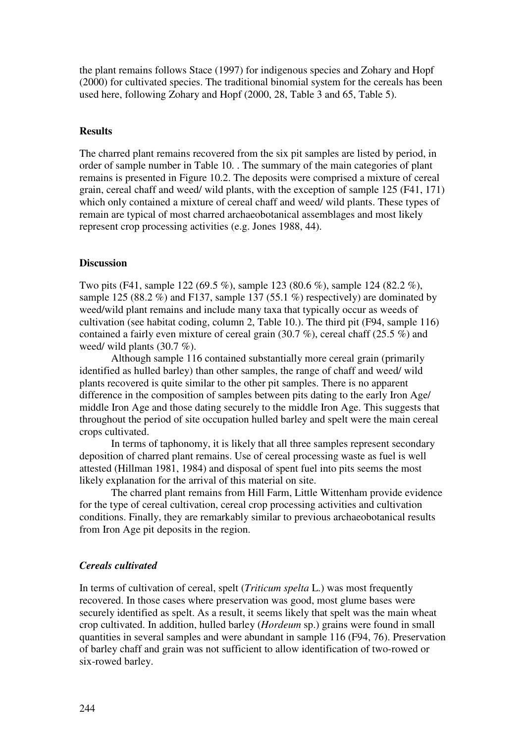the plant remains follows Stace (1997) for indigenous species and Zohary and Hopf (2000) for cultivated species. The traditional binomial system for the cereals has been used here, following Zohary and Hopf (2000, 28, Table 3 and 65, Table 5).

## Results

The charred plant remains recovered from the six pit samples are listed by period, in order of sample number in Table 10. . The summary of the main categories of plant remains is presented in Figure 10.2. The deposits were comprised a mixture of cereal grain, cereal chaff and weed/ wild plants, with the exception of sample 125 (F41, 171) which only contained a mixture of cereal chaff and weed/ wild plants. These types of remain are typical of most charred archaeobotanical assemblages and most likely represent crop processing activities (e.g. Jones 1988, 44).

## Discussion

Two pits (F41, sample 122 (69.5 %), sample 123 (80.6 %), sample 124 (82.2 %), sample 125 (88.2 %) and F137, sample 137 (55.1 %) respectively) are dominated by weed/wild plant remains and include many taxa that typically occur as weeds of cultivation (see habitat coding, column 2, Table 10.). The third pit (F94, sample 116) contained a fairly even mixture of cereal grain (30.7 %), cereal chaff (25.5 %) and weed/ wild plants (30.7 %).

Although sample 116 contained substantially more cereal grain (primarily identified as hulled barley) than other samples, the range of chaff and weed/ wild plants recovered is quite similar to the other pit samples. There is no apparent difference in the composition of samples between pits dating to the early Iron Age/ middle Iron Age and those dating securely to the middle Iron Age. This suggests that throughout the period of site occupation hulled barley and spelt were the main cereal crops cultivated.

In terms of taphonomy, it is likely that all three samples represent secondary deposition of charred plant remains. Use of cereal processing waste as fuel is well attested (Hillman 1981, 1984) and disposal of spent fuel into pits seems the most likely explanation for the arrival of this material on site.

The charred plant remains from Hill Farm, Little Wittenham provide evidence for the type of cereal cultivation, cereal crop processing activities and cultivation conditions. Finally, they are remarkably similar to previous archaeobotanical results from Iron Age pit deposits in the region.

### *Cereals cultivated*

In terms of cultivation of cereal, spelt (*Triticum spelta* L.) was most frequently recovered. In those cases where preservation was good, most glume bases were securely identified as spelt. As a result, it seems likely that spelt was the main wheat crop cultivated. In addition, hulled barley (*Hordeum* sp.) grains were found in small quantities in several samples and were abundant in sample 116 (F94, 76). Preservation of barley chaff and grain was not sufficient to allow identification of two-rowed or six-rowed barley.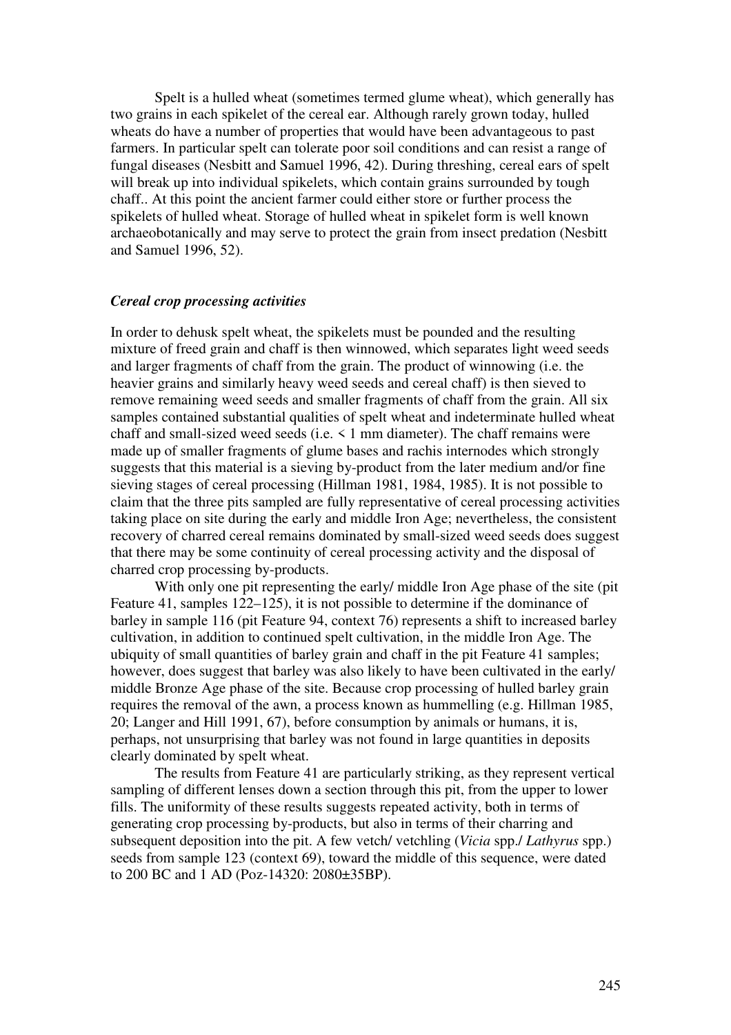Spelt is a hulled wheat (sometimes termed glume wheat), which generally has two grains in each spikelet of the cereal ear. Although rarely grown today, hulled wheats do have a number of properties that would have been advantageous to past farmers. In particular spelt can tolerate poor soil conditions and can resist a range of fungal diseases (Nesbitt and Samuel 1996, 42). During threshing, cereal ears of spelt will break up into individual spikelets, which contain grains surrounded by tough chaff.. At this point the ancient farmer could either store or further process the spikelets of hulled wheat. Storage of hulled wheat in spikelet form is well known archaeobotanically and may serve to protect the grain from insect predation (Nesbitt and Samuel 1996, 52).

### *Cereal crop processing activities*

In order to dehusk spelt wheat, the spikelets must be pounded and the resulting mixture of freed grain and chaff is then winnowed, which separates light weed seeds and larger fragments of chaff from the grain. The product of winnowing (i.e. the heavier grains and similarly heavy weed seeds and cereal chaff) is then sieved to remove remaining weed seeds and smaller fragments of chaff from the grain. All six samples contained substantial qualities of spelt wheat and indeterminate hulled wheat chaff and small-sized weed seeds (i.e. < 1 mm diameter). The chaff remains were made up of smaller fragments of glume bases and rachis internodes which strongly suggests that this material is a sieving by-product from the later medium and/or fine sieving stages of cereal processing (Hillman 1981, 1984, 1985). It is not possible to claim that the three pits sampled are fully representative of cereal processing activities taking place on site during the early and middle Iron Age; nevertheless, the consistent recovery of charred cereal remains dominated by small-sized weed seeds does suggest that there may be some continuity of cereal processing activity and the disposal of charred crop processing by-products.

With only one pit representing the early/ middle Iron Age phase of the site (pit Feature 41, samples 122–125), it is not possible to determine if the dominance of barley in sample 116 (pit Feature 94, context 76) represents a shift to increased barley cultivation, in addition to continued spelt cultivation, in the middle Iron Age. The ubiquity of small quantities of barley grain and chaff in the pit Feature 41 samples; however, does suggest that barley was also likely to have been cultivated in the early/ middle Bronze Age phase of the site. Because crop processing of hulled barley grain requires the removal of the awn, a process known as hummelling (e.g. Hillman 1985, 20; Langer and Hill 1991, 67), before consumption by animals or humans, it is, perhaps, not unsurprising that barley was not found in large quantities in deposits clearly dominated by spelt wheat.

The results from Feature 41 are particularly striking, as they represent vertical sampling of different lenses down a section through this pit, from the upper to lower fills. The uniformity of these results suggests repeated activity, both in terms of generating crop processing by-products, but also in terms of their charring and subsequent deposition into the pit. A few vetch/ vetchling (*Vicia* spp./ *Lathyrus* spp.) seeds from sample 123 (context 69), toward the middle of this sequence, were dated to 200 BC and 1 AD (Poz-14320: 2080±35BP).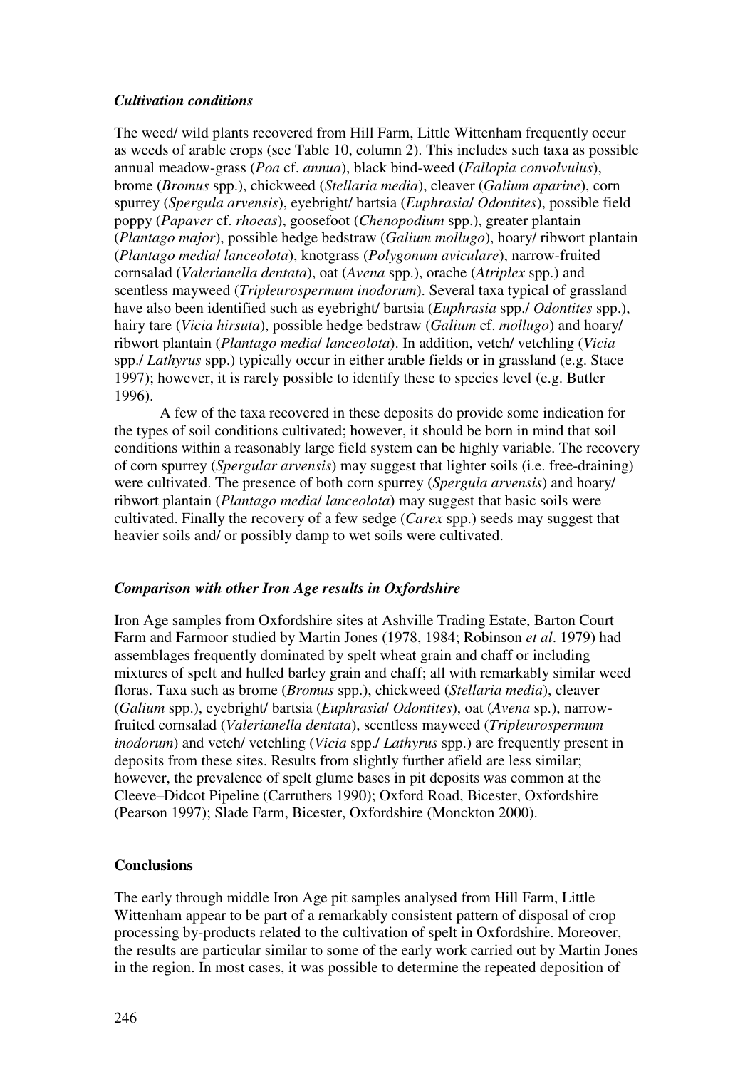### *Cultivation conditions*

The weed/ wild plants recovered from Hill Farm, Little Wittenham frequently occur as weeds of arable crops (see Table 10, column 2). This includes such taxa as possible annual meadow-grass (*Poa* cf. *annua*), black bind-weed (*Fallopia convolvulus*), brome (*Bromus* spp.), chickweed (*Stellaria media*), cleaver (*Galium aparine*), corn spurrey (*Spergula arvensis*), eyebright/ bartsia (*Euphrasia*/ *Odontites*), possible field poppy (*Papaver* cf. *rhoeas*), goosefoot (*Chenopodium* spp.), greater plantain (*Plantago major*), possible hedge bedstraw (*Galium mollugo*), hoary/ ribwort plantain (*Plantago media*/ *lanceolota*), knotgrass (*Polygonum aviculare*), narrow-fruited cornsalad (*Valerianella dentata*), oat (*Avena* spp.), orache (*Atriplex* spp.) and scentless mayweed (*Tripleurospermum inodorum*). Several taxa typical of grassland have also been identified such as eyebright/ bartsia (*Euphrasia* spp./ *Odontites* spp.), hairy tare (*Vicia hirsuta*), possible hedge bedstraw (*Galium* cf. *mollugo*) and hoary/ ribwort plantain (*Plantago media*/ *lanceolota*). In addition, vetch/ vetchling (*Vicia* spp./ *Lathyrus* spp.) typically occur in either arable fields or in grassland (e.g. Stace 1997); however, it is rarely possible to identify these to species level (e.g. Butler 1996).

A few of the taxa recovered in these deposits do provide some indication for the types of soil conditions cultivated; however, it should be born in mind that soil conditions within a reasonably large field system can be highly variable. The recovery of corn spurrey (*Spergular arvensis*) may suggest that lighter soils (i.e. free-draining) were cultivated. The presence of both corn spurrey (*Spergula arvensis*) and hoary/ ribwort plantain (*Plantago media*/ *lanceolota*) may suggest that basic soils were cultivated. Finally the recovery of a few sedge (*Carex* spp.) seeds may suggest that heavier soils and/ or possibly damp to wet soils were cultivated.

### *Comparison with other Iron Age results in Oxfordshire*

Iron Age samples from Oxfordshire sites at Ashville Trading Estate, Barton Court Farm and Farmoor studied by Martin Jones (1978, 1984; Robinson *et al*. 1979) had assemblages frequently dominated by spelt wheat grain and chaff or including mixtures of spelt and hulled barley grain and chaff; all with remarkably similar weed floras. Taxa such as brome (*Bromus* spp.), chickweed (*Stellaria media*), cleaver (*Galium* spp.), eyebright/ bartsia (*Euphrasia*/ *Odontites*), oat (*Avena* sp.), narrow-fruited cornsalad (*Valerianella dentata*), scentless mayweed (*Tripleurospermum inodorum*) and vetch/ vetchling (*Vicia* spp./ *Lathyrus* spp.) are frequently present in deposits from these sites. Results from slightly further afield are less similar; however, the prevalence of spelt glume bases in pit deposits was common at the Cleeve–Didcot Pipeline (Carruthers 1990); Oxford Road, Bicester, Oxfordshire (Pearson 1997); Slade Farm, Bicester, Oxfordshire (Monckton 2000).

## **Conclusions**

The early through middle Iron Age pit samples analysed from Hill Farm, Little Wittenham appear to be part of a remarkably consistent pattern of disposal of crop processing by-products related to the cultivation of spelt in Oxfordshire. Moreover, the results are particular similar to some of the early work carried out by Martin Jones in the region. In most cases, it was possible to determine the repeated deposition of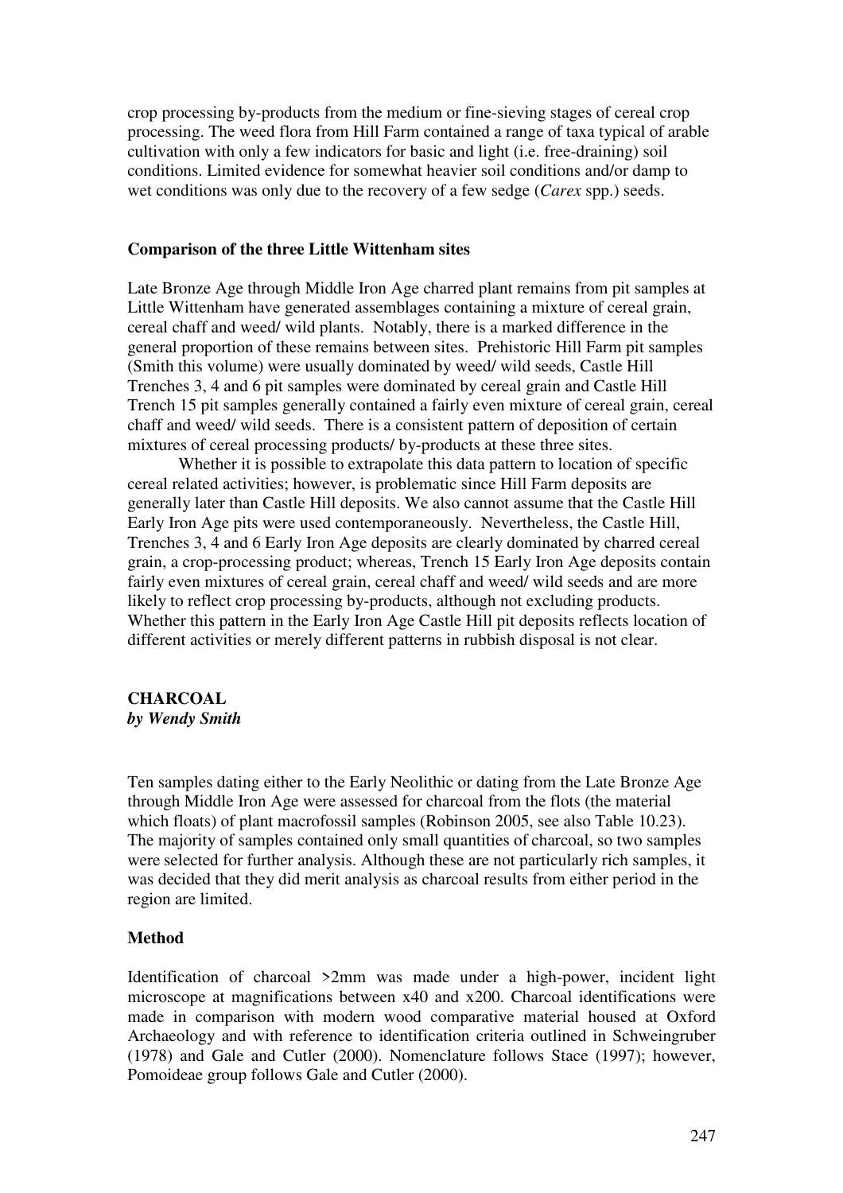crop processing by-products from the medium or fine-sieving stages of cereal crop processing. The weed flora from Hill Farm contained a range of taxa typical of arable cultivation with only a few indicators for basic and light (i.e. free-draining) soil conditions. Limited evidence for somewhat heavier soil conditions and/or damp to wet conditions was only due to the recovery of a few sedge (*Carex* spp.) seeds.

### Comparison of the three Little Wittenham sites

Late Bronze Age through Middle Iron Age charred plant remains from pit samples at Little Wittenham have generated assemblages containing a mixture of cereal grain, cereal chaff and weed/ wild plants. Notably, there is a marked difference in the general proportion of these remains between sites. Prehistoric Hill Farm pit samples (Smith this volume) were usually dominated by weed/ wild seeds, Castle Hill Trenches 3, 4 and 6 pit samples were dominated by cereal grain and Castle Hill Trench 15 pit samples generally contained a fairly even mixture of cereal grain, cereal chaff and weed/ wild seeds. There is a consistent pattern of deposition of certain mixtures of cereal processing products/ by-products at these three sites.

Whether it is possible to extrapolate this data pattern to location of specific cereal related activities; however, is problematic since Hill Farm deposits are generally later than Castle Hill deposits. We also cannot assume that the Castle Hill Early Iron Age pits were used contemporaneously. Nevertheless, the Castle Hill, Trenches 3, 4 and 6 Early Iron Age deposits are clearly dominated by charred cereal grain, a crop-processing product; whereas, Trench 15 Early Iron Age deposits contain fairly even mixtures of cereal grain, cereal chaff and weed/ wild seeds and are more likely to reflect crop processing by-products, although not excluding products. Whether this pattern in the Early Iron Age Castle Hill pit deposits reflects location of different activities or merely different patterns in rubbish disposal is not clear.

## CHARCOAL

***by Wendy Smith***

Ten samples dating either to the Early Neolithic or dating from the Late Bronze Age through Middle Iron Age were assessed for charcoal from the flots (the material which floats) of plant macrofossil samples (Robinson 2005, see also Table 10.23). The majority of samples contained only small quantities of charcoal, so two samples were selected for further analysis. Although these are not particularly rich samples, it was decided that they did merit analysis as charcoal results from either period in the region are limited.

### Method

Identification of charcoal >2mm was made under a high-power, incident light microscope at magnifications between x40 and x200. Charcoal identifications were made in comparison with modern wood comparative material housed at Oxford Archaeology and with reference to identification criteria outlined in Schweingruber (1978) and Gale and Cutler (2000). Nomenclature follows Stace (1997); however, Pomoideae group follows Gale and Cutler (2000).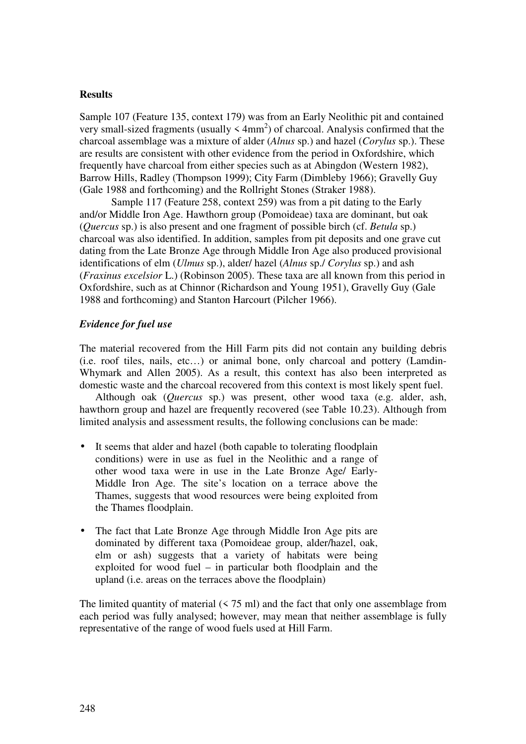**Results**

Sample 107 (Feature 135, context 179) was from an Early Neolithic pit and contained very small-sized fragments (usually < 4mm$^2$) of charcoal. Analysis confirmed that the charcoal assemblage was a mixture of alder (*Alnus* sp.) and hazel (*Corylus* sp.). These are results are consistent with other evidence from the period in Oxfordshire, which frequently have charcoal from either species such as at Abingdon (Western 1982), Barrow Hills, Radley (Thompson 1999); City Farm (Dimbleby 1966); Gravelly Guy (Gale 1988 and forthcoming) and the Rollright Stones (Straker 1988).

Sample 117 (Feature 258, context 259) was from a pit dating to the Early and/or Middle Iron Age. Hawthorn group (Pomoideae) taxa are dominant, but oak (*Quercus* sp.) is also present and one fragment of possible birch (cf. *Betula* sp.) charcoal was also identified. In addition, samples from pit deposits and one grave cut dating from the Late Bronze Age through Middle Iron Age also produced provisional identifications of elm (*Ulmus* sp.), alder/ hazel (*Alnus* sp./ *Corylus* sp.) and ash (*Fraxinus excelsior* L.) (Robinson 2005). These taxa are all known from this period in Oxfordshire, such as at Chinnor (Richardson and Young 1951), Gravelly Guy (Gale 1988 and forthcoming) and Stanton Harcourt (Pilcher 1966).

***Evidence for fuel use***

The material recovered from the Hill Farm pits did not contain any building debris (i.e. roof tiles, nails, etc…) or animal bone, only charcoal and pottery (Lamdin-Whymark and Allen 2005). As a result, this context has also been interpreted as domestic waste and the charcoal recovered from this context is most likely spent fuel.

Although oak (*Quercus* sp.) was present, other wood taxa (e.g. alder, ash, hawthorn group and hazel are frequently recovered (see Table 10.23). Although from limited analysis and assessment results, the following conclusions can be made:

- It seems that alder and hazel (both capable to tolerating floodplain conditions) were in use as fuel in the Neolithic and a range of other wood taxa were in use in the Late Bronze Age/ Early-Middle Iron Age. The site's location on a terrace above the Thames, suggests that wood resources were being exploited from the Thames floodplain.
- The fact that Late Bronze Age through Middle Iron Age pits are dominated by different taxa (Pomoideae group, alder/hazel, oak, elm or ash) suggests that a variety of habitats were being exploited for wood fuel – in particular both floodplain and the upland (i.e. areas on the terraces above the floodplain)

The limited quantity of material (< 75 ml) and the fact that only one assemblage from each period was fully analysed; however, may mean that neither assemblage is fully representative of the range of wood fuels used at Hill Farm.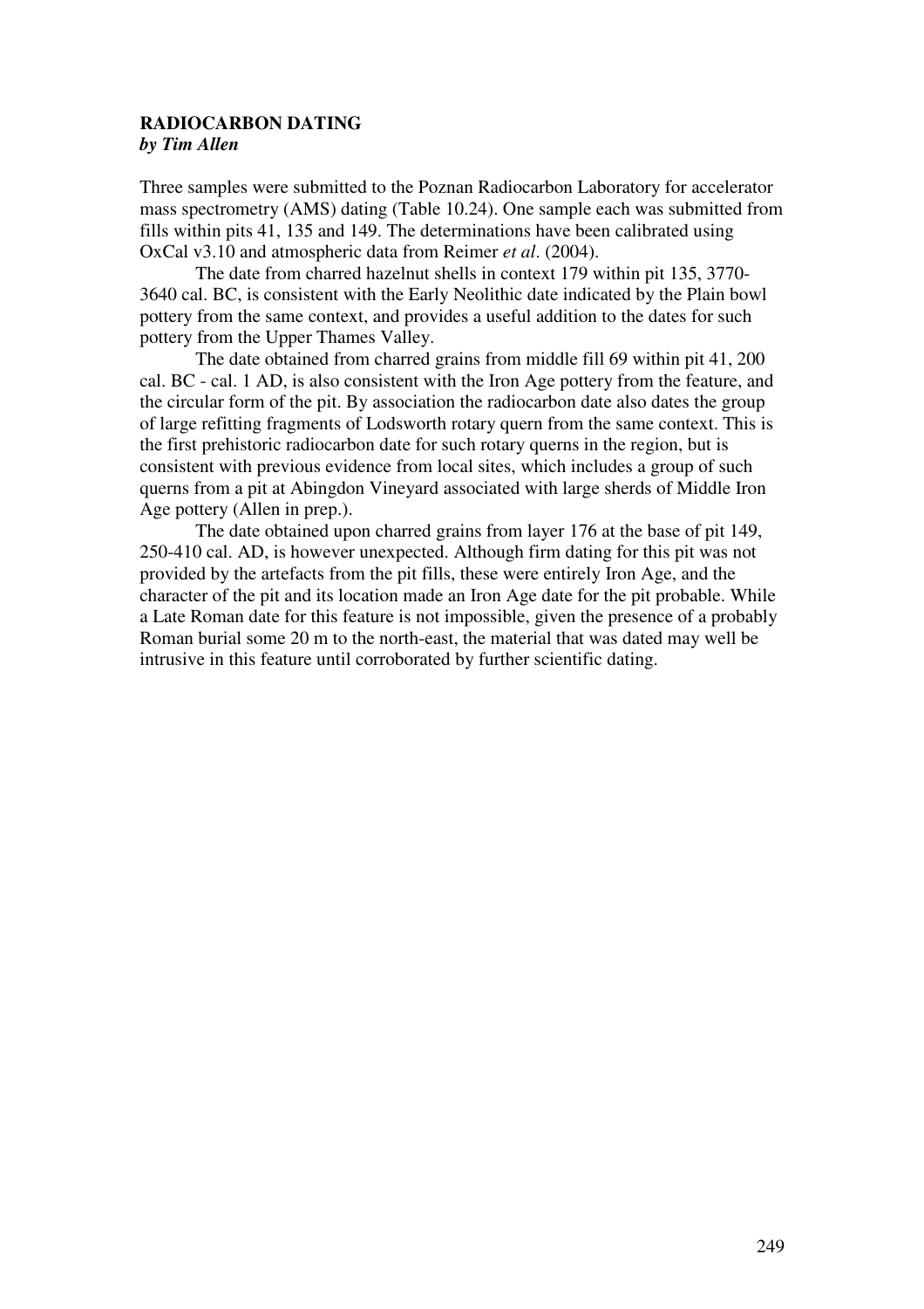**RADIOCARBON DATING**
***by Tim Allen***

Three samples were submitted to the Poznan Radiocarbon Laboratory for accelerator mass spectrometry (AMS) dating (Table 10.24). One sample each was submitted from fills within pits 41, 135 and 149. The determinations have been calibrated using OxCal v3.10 and atmospheric data from Reimer *et al*. (2004).

The date from charred hazelnut shells in context 179 within pit 135, 3770-3640 cal. BC, is consistent with the Early Neolithic date indicated by the Plain bowl pottery from the same context, and provides a useful addition to the dates for such pottery from the Upper Thames Valley.

The date obtained from charred grains from middle fill 69 within pit 41, 200 cal. BC - cal. 1 AD, is also consistent with the Iron Age pottery from the feature, and the circular form of the pit. By association the radiocarbon date also dates the group of large refitting fragments of Lodsworth rotary quern from the same context. This is the first prehistoric radiocarbon date for such rotary querns in the region, but is consistent with previous evidence from local sites, which includes a group of such querns from a pit at Abingdon Vineyard associated with large sherds of Middle Iron Age pottery (Allen in prep.).

The date obtained upon charred grains from layer 176 at the base of pit 149, 250-410 cal. AD, is however unexpected. Although firm dating for this pit was not provided by the artefacts from the pit fills, these were entirely Iron Age, and the character of the pit and its location made an Iron Age date for the pit probable. While a Late Roman date for this feature is not impossible, given the presence of a probably Roman burial some 20 m to the north-east, the material that was dated may well be intrusive in this feature until corroborated by further scientific dating.